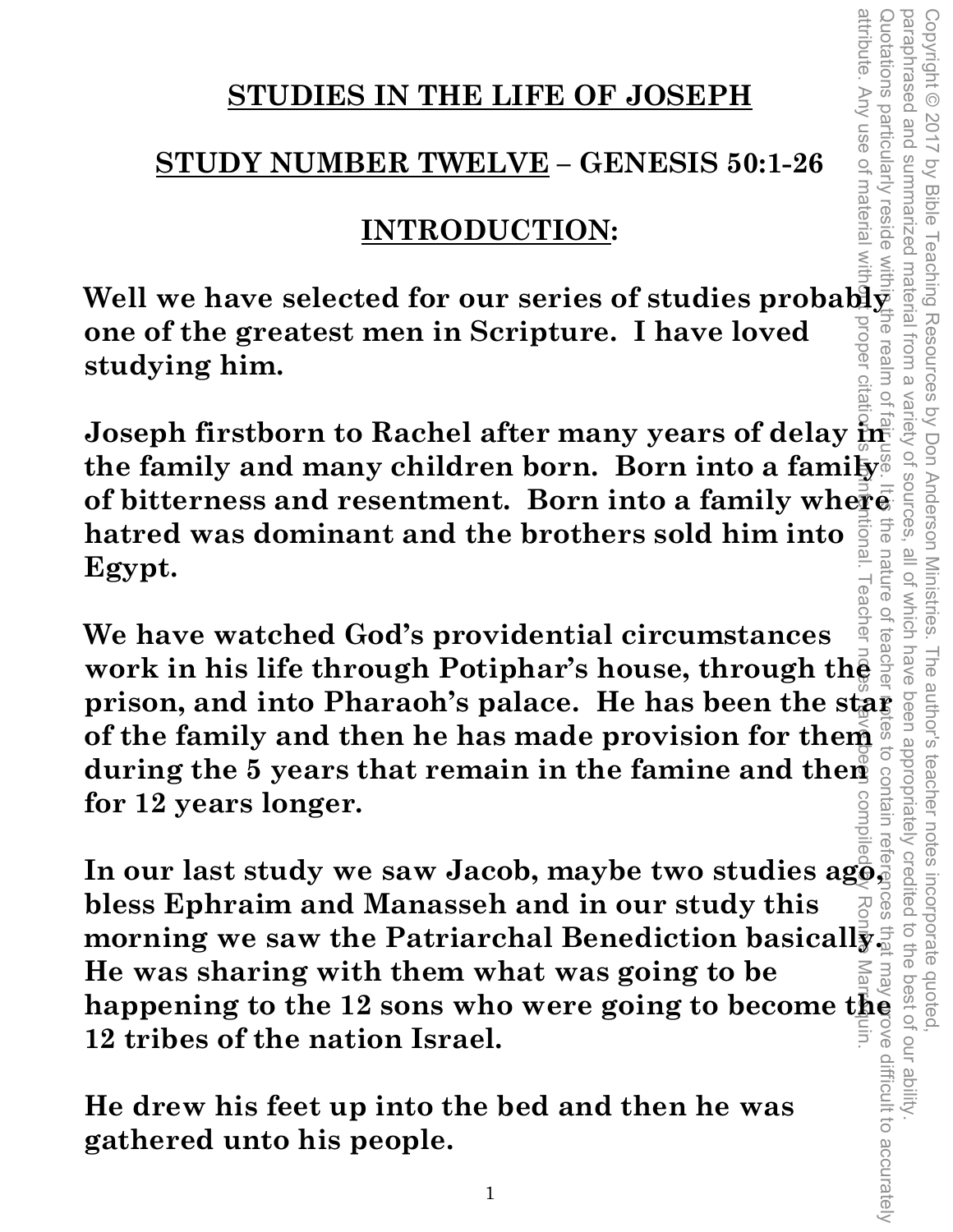# STUDIES IN THE LIFE OF JOSEPH

## STUDY NUMBER TWELVE – GENESIS 50:1-26

## INTRODUCTION:

**Well we have selected for our series of studies probably one of the greatest men in Scripture. I have loved studying him.**

**Joseph firstborn to Rachel after many years of delay in the family and many children born. Born into a family of bitterness and resentment. Born into a family where hatred was dominant and the brothers sold him into Egypt.**

**We have watched God's providential circumstances work in his life through Potiphar's house, through the prison, and into Pharaoh's palace. He has been the star of the family and then he has made provision for them during the 5 years that remain in the famine and then for 12 years longer.**

**In our last study we saw Jacob, maybe two studies ago, bless Ephraim and Manasseh and in our study this morning we saw the Patriarchal Benediction basically. He was sharing with them what was going to be happening to the 12 sons who were going to become the 12 tribes of the nation Israel.**

**He drew his feet up into the bed and then he was gathered unto his people.**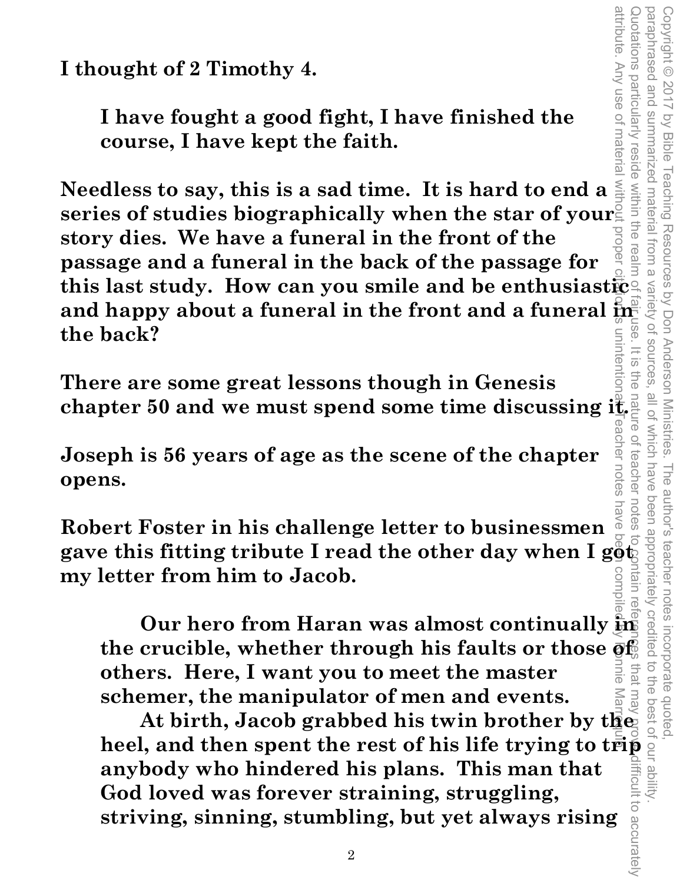I thought of 2 Timothy 4.

> I have fought a good fight, I have finished the course, I have kept the faith.

Needless to say, this is a sad time. It is hard to end a series of studies biographically when the star of your story dies. We have a funeral in the front of the passage and a funeral in the back of the passage for this last study. How can you smile and be enthusiastic and happy about a funeral in the front and a funeral in the back?

There are some great lessons though in Genesis chapter 50 and we must spend some time discussing it.

Joseph is 56 years of age as the scene of the chapter opens.

Robert Foster in his challenge letter to businessmen gave this fitting tribute I read the other day when I got my letter from him to Jacob.

> Our hero from Haran was almost continually in the crucible, whether through his faults or those of others. Here, I want you to meet the master schemer, the manipulator of men and events.
>
> At birth, Jacob grabbed his twin brother by the heel, and then spent the rest of his life trying to trip anybody who hindered his plans. This man that God loved was forever straining, struggling, striving, sinning, stumbling, but yet always rising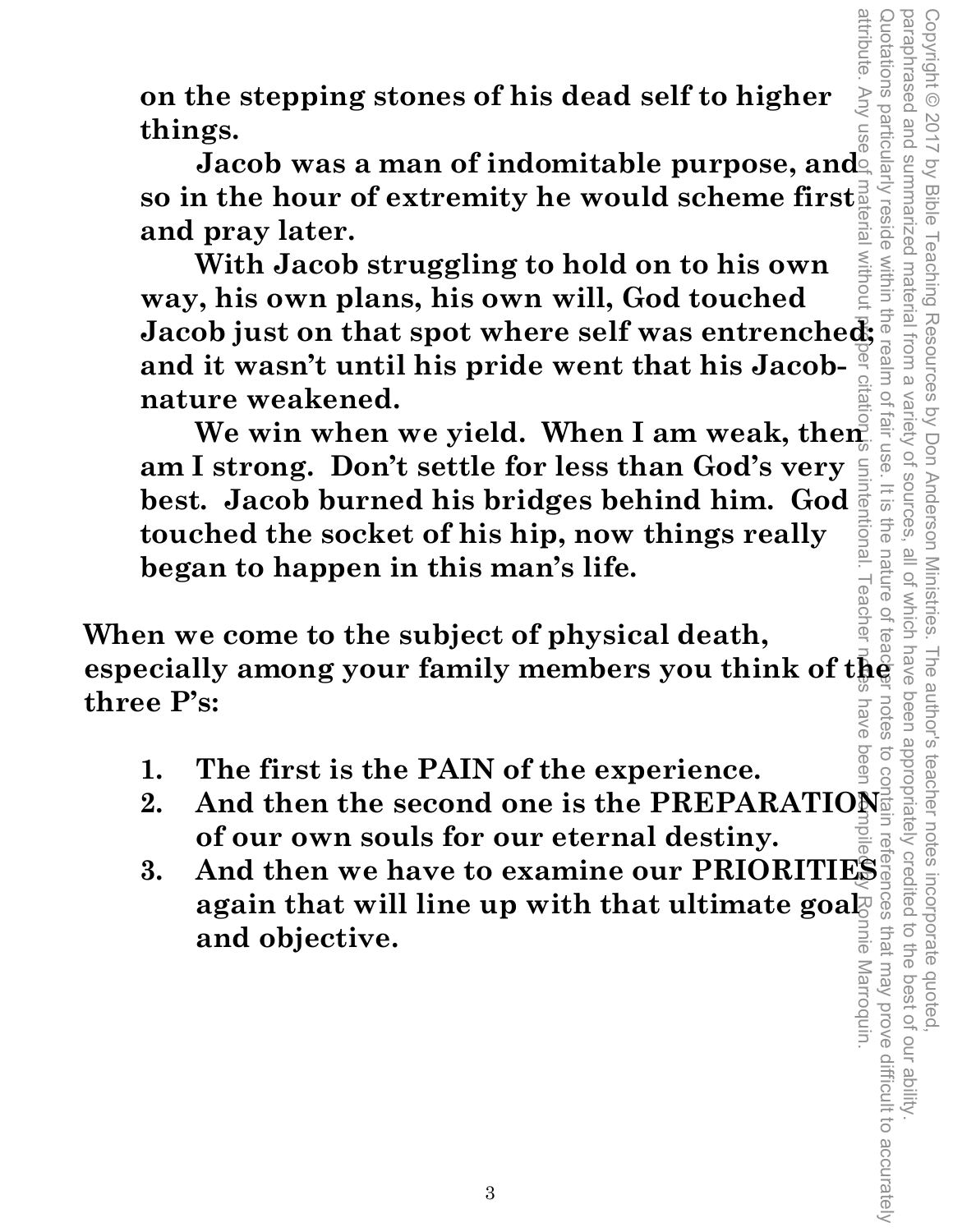**on the stepping stones of his dead self to higher things.**

**Jacob was a man of indomitable purpose, and so in the hour of extremity he would scheme first and pray later.**

**With Jacob struggling to hold on to his own way, his own plans, his own will, God touched Jacob just on that spot where self was entrenched; and it wasn't until his pride went that his Jacob-nature weakened.**

**We win when we yield. When I am weak, then am I strong. Don't settle for less than God's very best. Jacob burned his bridges behind him. God touched the socket of his hip, now things really began to happen in this man's life.**

**When we come to the subject of physical death, especially among your family members you think of the three P's:**

1. **The first is the PAIN of the experience.**
2. **And then the second one is the PREPARATION of our own souls for our eternal destiny.**
3. **And then we have to examine our PRIORITIES again that will line up with that ultimate goal and objective.**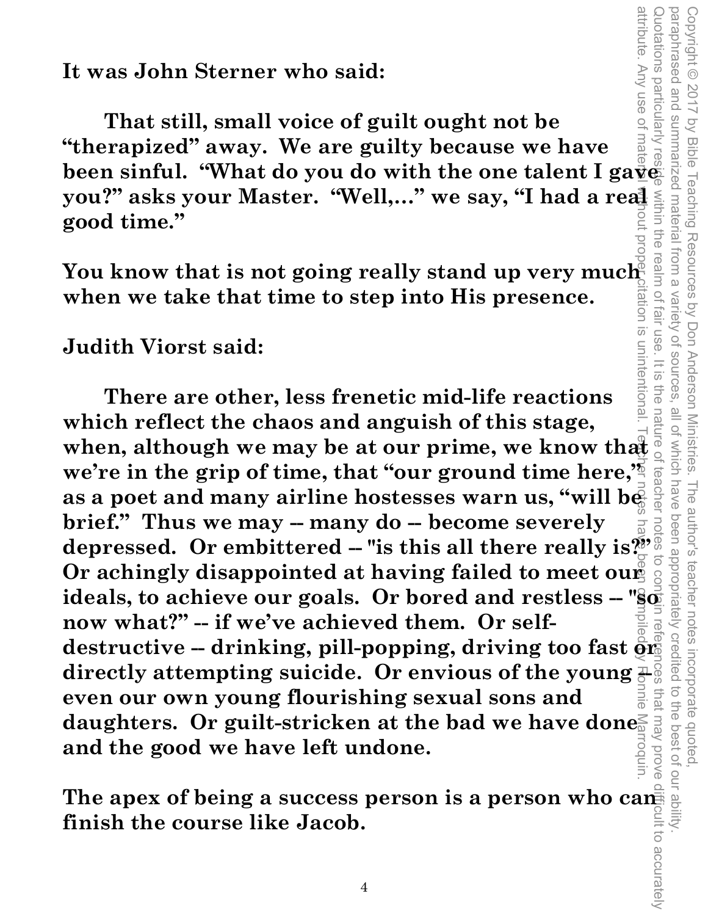**It was John Sterner who said:**

> **That still, small voice of guilt ought not be "therapized" away. We are guilty because we have been sinful. "What do you do with the one talent I gave you?" asks your Master. "Well,..." we say, "I had a real good time."**

**You know that is not going really stand up very much when we take that time to step into His presence.**

**Judith Viorst said:**

> **There are other, less frenetic mid-life reactions which reflect the chaos and anguish of this stage, when, although we may be at our prime, we know that we're in the grip of time, that "our ground time here," as a poet and many airline hostesses warn us, "will be brief." Thus we may -- many do -- become severely depressed. Or embittered -- "is this all there really is?" Or achingly disappointed at having failed to meet our ideals, to achieve our goals. Or bored and restless -- "so now what?" -- if we've achieved them. Or self-destructive -- drinking, pill-popping, driving too fast or directly attempting suicide. Or envious of the young -- even our own young flourishing sexual sons and daughters. Or guilt-stricken at the bad we have done and the good we have left undone.**

**The apex of being a success person is a person who can finish the course like Jacob.**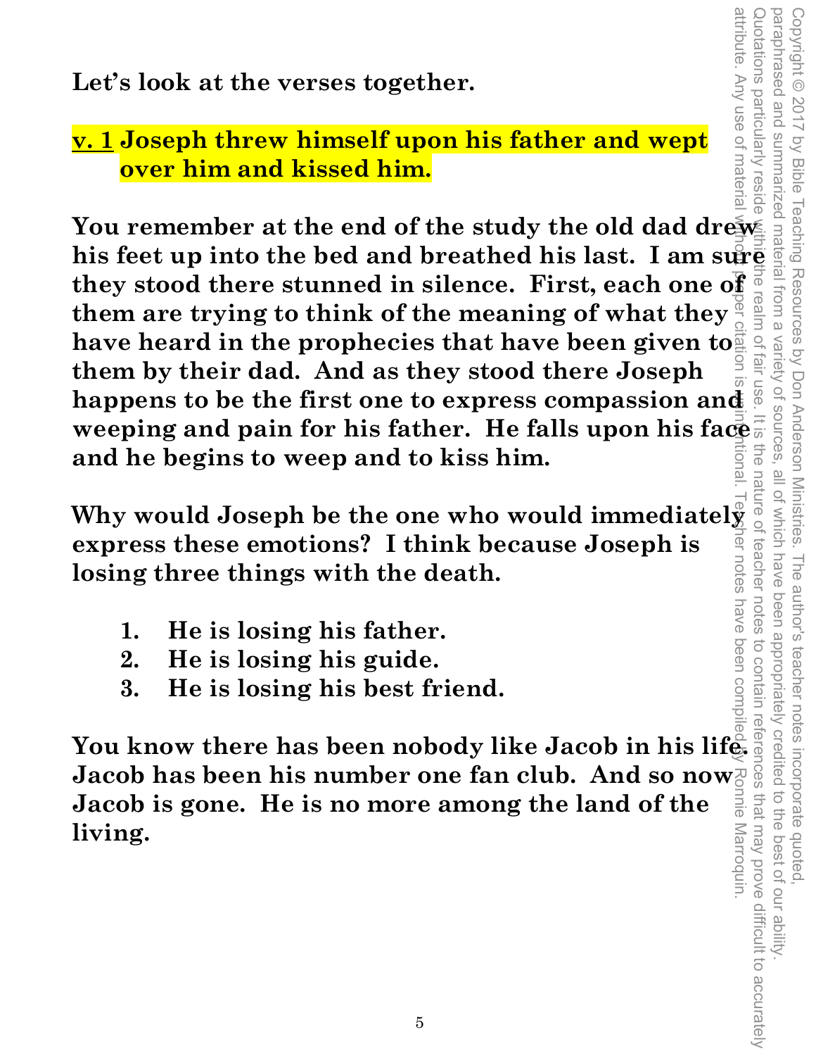**Let's look at the verses together.**

**v. 1 Joseph threw himself upon his father and wept over him and kissed him.**

**You remember at the end of the study the old dad drew his feet up into the bed and breathed his last. I am sure they stood there stunned in silence. First, each one of them are trying to think of the meaning of what they have heard in the prophecies that have been given to them by their dad. And as they stood there Joseph happens to be the first one to express compassion and weeping and pain for his father. He falls upon his face and he begins to weep and to kiss him.**

**Why would Joseph be the one who would immediately express these emotions? I think because Joseph is losing three things with the death.**

1. **He is losing his father.**
2. **He is losing his guide.**
3. **He is losing his best friend.**

**You know there has been nobody like Jacob in his life. Jacob has been his number one fan club. And so now Jacob is gone. He is no more among the land of the living.**

Copyright © 2017 by Bible Teaching Resources by Don Anderson Ministries. The author's teacher notes incorporate quoted, paraphrased and summarized material from a variety of sources, all of which have been appropriately credited to the best of our ability. Quotations particularly reside within the realm of fair use. It is the nature of teacher notes to contain references that may prove difficult to accurately attribute. Any use of material without proper citation is unintentional. Teacher notes have been compiled by Ronnie Marroquin.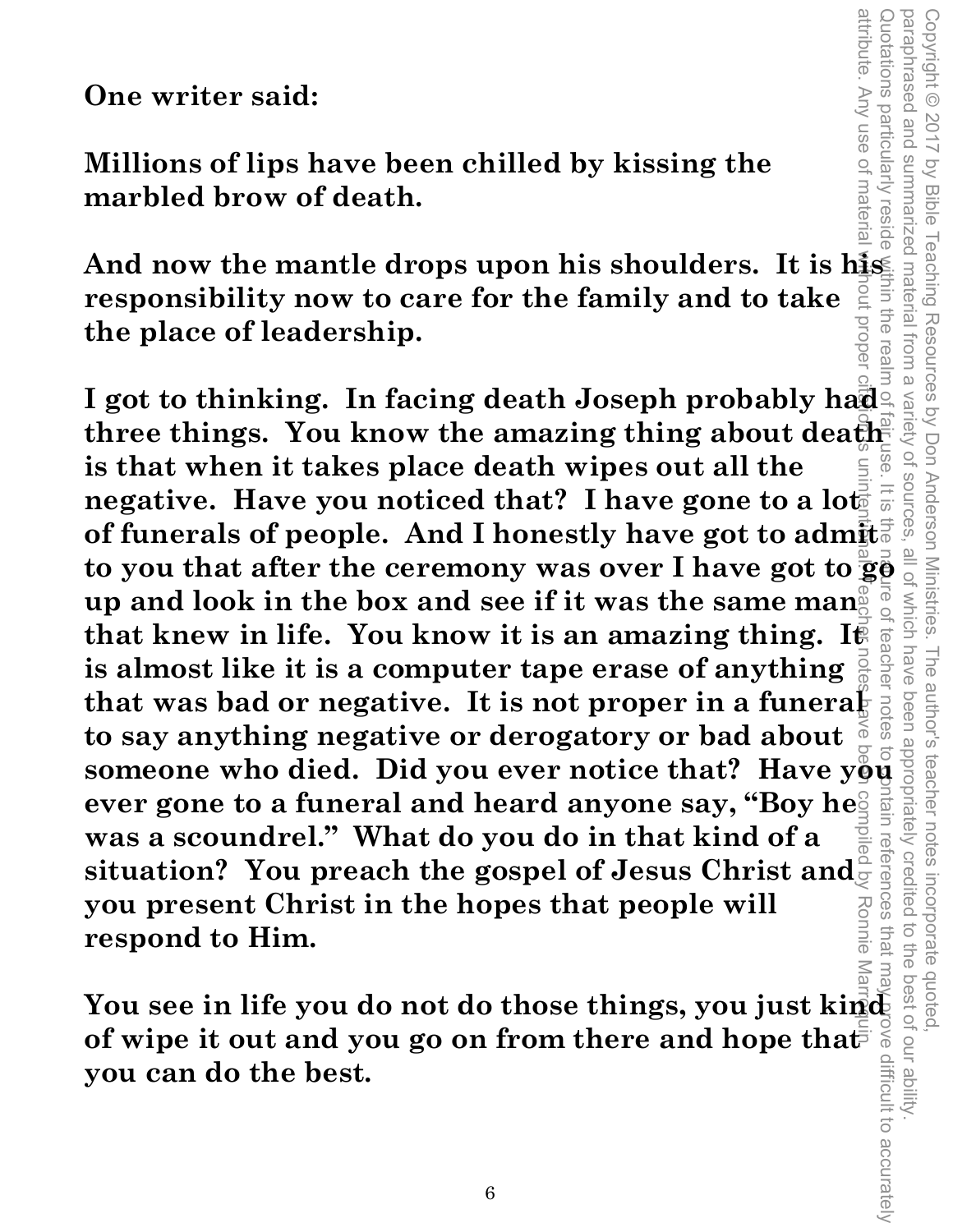**One writer said:**

**Millions of lips have been chilled by kissing the marbled brow of death.**

**And now the mantle drops upon his shoulders. It is his responsibility now to care for the family and to take the place of leadership.**

**I got to thinking. In facing death Joseph probably had three things. You know the amazing thing about death is that when it takes place death wipes out all the negative. Have you noticed that? I have gone to a lot of funerals of people. And I honestly have got to admit to you that after the ceremony was over I have got to go up and look in the box and see if it was the same man that knew in life. You know it is an amazing thing. It is almost like it is a computer tape erase of anything that was bad or negative. It is not proper in a funeral to say anything negative or derogatory or bad about someone who died. Did you ever notice that? Have you ever gone to a funeral and heard anyone say, "Boy he was a scoundrel." What do you do in that kind of a situation? You preach the gospel of Jesus Christ and you present Christ in the hopes that people will respond to Him.**

**You see in life you do not do those things, you just kind of wipe it out and you go on from there and hope that you can do the best.**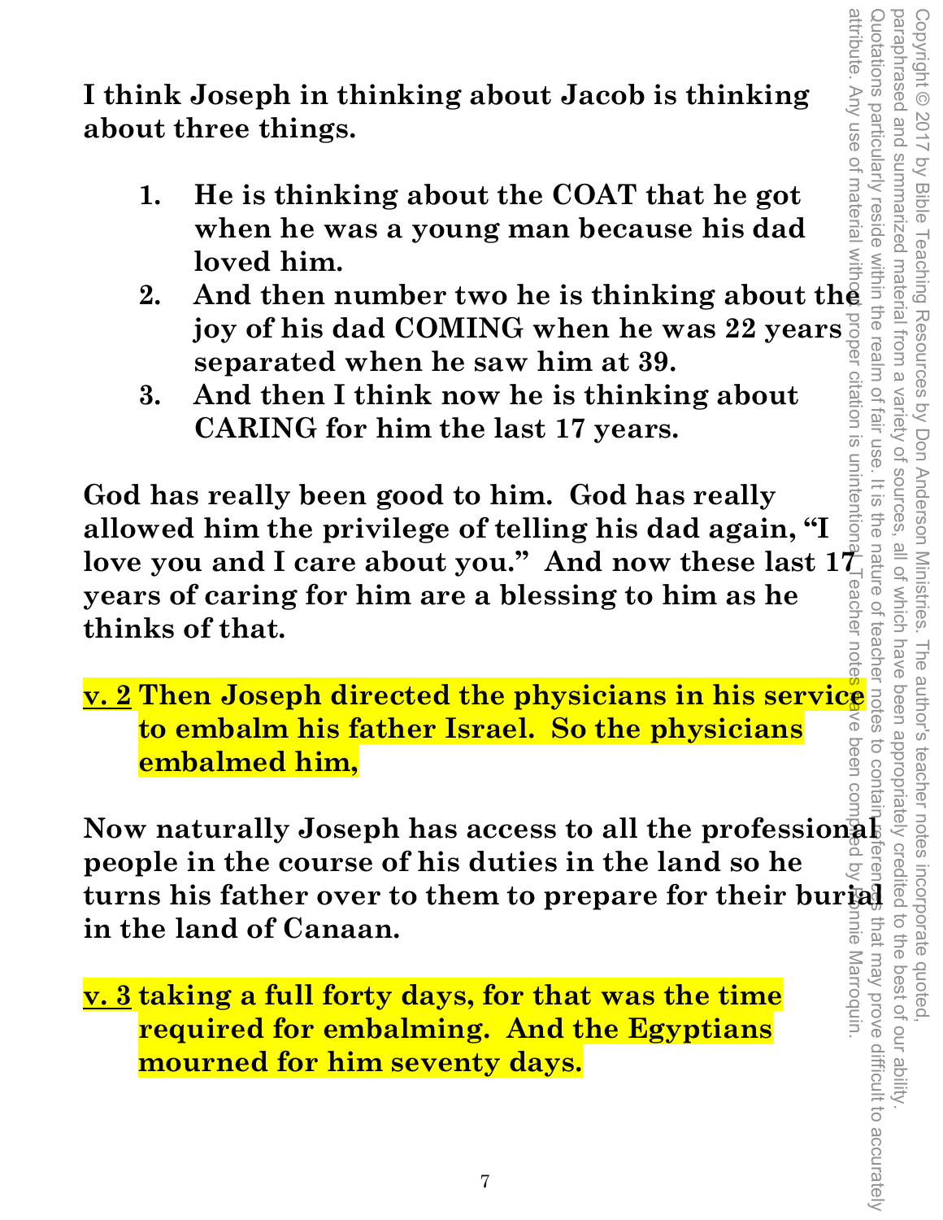**I think Joseph in thinking about Jacob is thinking about three things.**

1. **He is thinking about the COAT that he got when he was a young man because his dad loved him.**
2. **And then number two he is thinking about the joy of his dad COMING when he was 22 years separated when he saw him at 39.**
3. **And then I think now he is thinking about CARING for him the last 17 years.**

**God has really been good to him. God has really allowed him the privilege of telling his dad again, "I love you and I care about you." And now these last 17 years of caring for him are a blessing to him as he thinks of that.**

**v. 2 Then Joseph directed the physicians in his service to embalm his father Israel. So the physicians embalmed him,**

**Now naturally Joseph has access to all the professional people in the course of his duties in the land so he turns his father over to them to prepare for their burial in the land of Canaan.**

**v. 3 taking a full forty days, for that was the time required for embalming. And the Egyptians mourned for him seventy days.**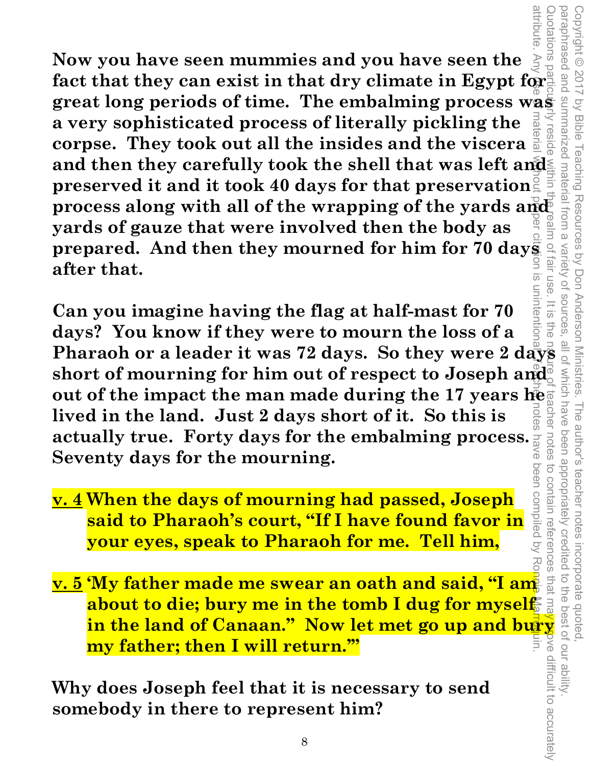**Now you have seen mummies and you have seen the fact that they can exist in that dry climate in Egypt for great long periods of time. The embalming process was a very sophisticated process of literally pickling the corpse. They took out all the insides and the viscera and then they carefully took the shell that was left and preserved it and it took 40 days for that preservation process along with all of the wrapping of the yards and yards of gauze that were involved then the body as prepared. And then they mourned for him for 70 days after that.**

**Can you imagine having the flag at half-mast for 70 days? You know if they were to mourn the loss of a Pharaoh or a leader it was 72 days. So they were 2 days short of mourning for him out of respect to Joseph and out of the impact the man made during the 17 years he lived in the land. Just 2 days short of it. So this is actually true. Forty days for the embalming process. Seventy days for the mourning.**

**v. 4 When the days of mourning had passed, Joseph said to Pharaoh's court, "If I have found favor in your eyes, speak to Pharaoh for me. Tell him,**

**v. 5 'My father made me swear an oath and said, "I am about to die; bury me in the tomb I dug for myself in the land of Canaan." Now let met go up and bury my father; then I will return.'"**

**Why does Joseph feel that it is necessary to send somebody in there to represent him?**

Copyright © 2017 by Bible Teaching Resources by Don Anderson Ministries. The author's teacher notes incorporate quoted, paraphrased and summarized material from a variety of sources, all of which have been appropriately credited to the best of our ability. Quotations particularly reside within the realm of fair use. It is the nature of teacher notes to contain references that may prove difficult to accurately attribute. Any use of material without proper citation is unintentional. Teacher notes have been compiled by Ronnie Marroquin.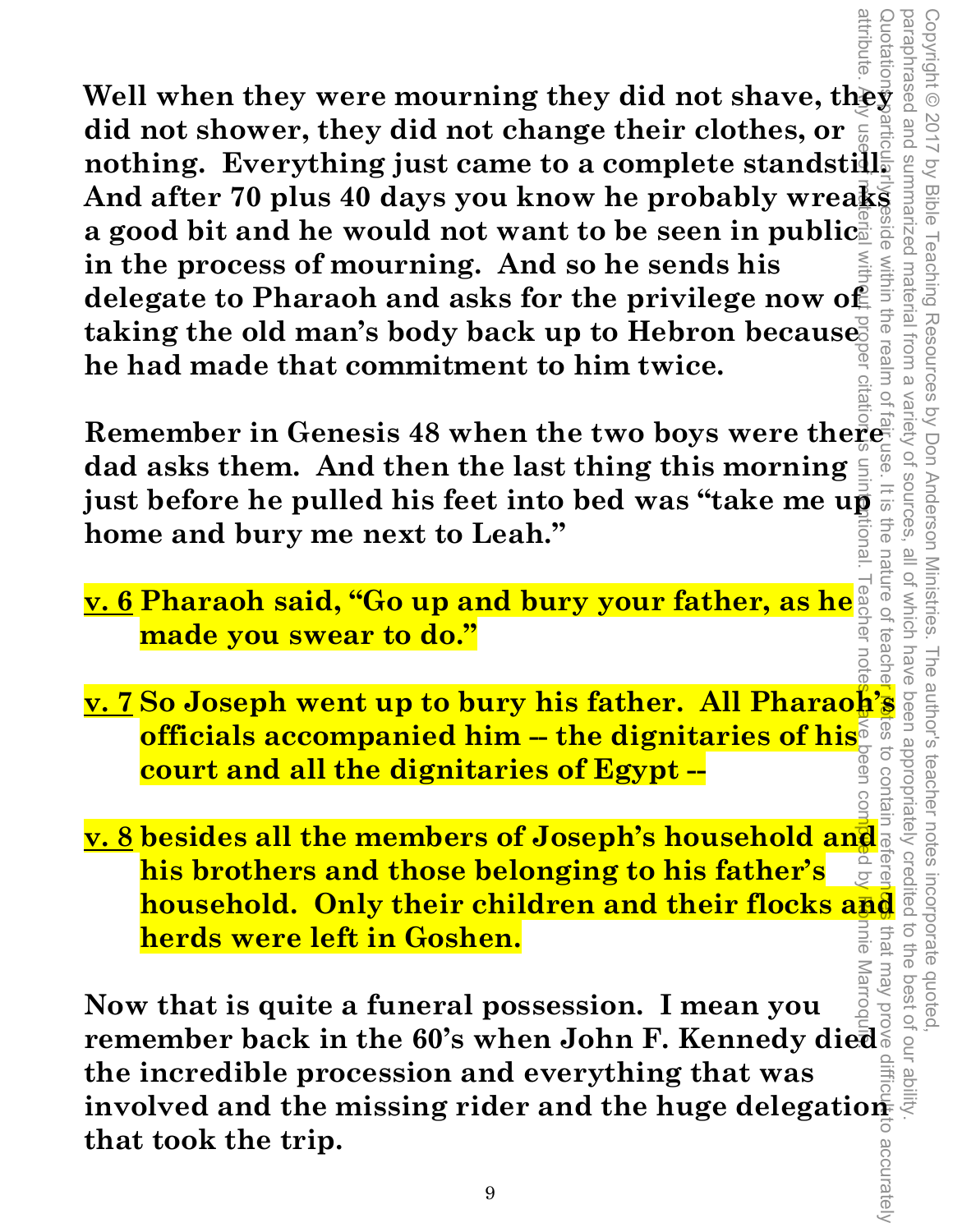**Well when they were mourning they did not shave, they did not shower, they did not change their clothes, or nothing. Everything just came to a complete standstill. And after 70 plus 40 days you know he probably wreaks a good bit and he would not want to be seen in public in the process of mourning. And so he sends his delegate to Pharaoh and asks for the privilege now of taking the old man's body back up to Hebron because he had made that commitment to him twice.**

**Remember in Genesis 48 when the two boys were there dad asks them. And then the last thing this morning just before he pulled his feet into bed was "take me up home and bury me next to Leah."**

**v. 6 Pharaoh said, "Go up and bury your father, as he made you swear to do."**

**v. 7 So Joseph went up to bury his father. All Pharaoh's officials accompanied him -- the dignitaries of his court and all the dignitaries of Egypt --**

**v. 8 besides all the members of Joseph's household and his brothers and those belonging to his father's household. Only their children and their flocks and herds were left in Goshen.**

**Now that is quite a funeral possession. I mean you remember back in the 60's when John F. Kennedy died the incredible procession and everything that was involved and the missing rider and the huge delegation that took the trip.**

Copyright © 2017 by Bible Teaching Resources by Don Anderson Ministries. The author's teacher notes incorporate quoted, paraphrased and summarized material from a variety of sources, all of which have been appropriately credited to the best of our ability. Quotations particularly reside within the realm of fair use. It is the nature of teacher notes to contain references that may prove difficult to accurately attribute. Any use of material without proper citation is unintentional. Teacher notes have been compiled by Ronnie Marroquin.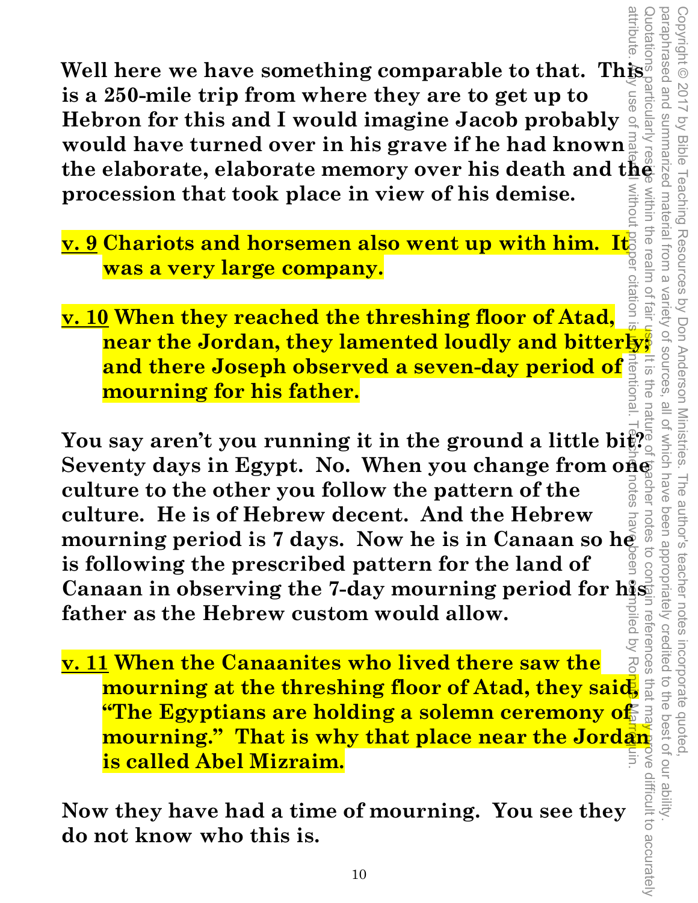**Well here we have something comparable to that. This is a 250-mile trip from where they are to get up to Hebron for this and I would imagine Jacob probably would have turned over in his grave if he had known the elaborate, elaborate memory over his death and the procession that took place in view of his demise.**

**v. 9 Chariots and horsemen also went up with him. It was a very large company.**

**v. 10 When they reached the threshing floor of Atad, near the Jordan, they lamented loudly and bitterly; and there Joseph observed a seven-day period of mourning for his father.**

**You say aren't you running it in the ground a little bit? Seventy days in Egypt. No. When you change from one culture to the other you follow the pattern of the culture. He is of Hebrew decent. And the Hebrew mourning period is 7 days. Now he is in Canaan so he is following the prescribed pattern for the land of Canaan in observing the 7-day mourning period for his father as the Hebrew custom would allow.**

**v. 11 When the Canaanites who lived there saw the mourning at the threshing floor of Atad, they said, "The Egyptians are holding a solemn ceremony of mourning." That is why that place near the Jordan is called Abel Mizraim.**

**Now they have had a time of mourning. You see they do not know who this is.**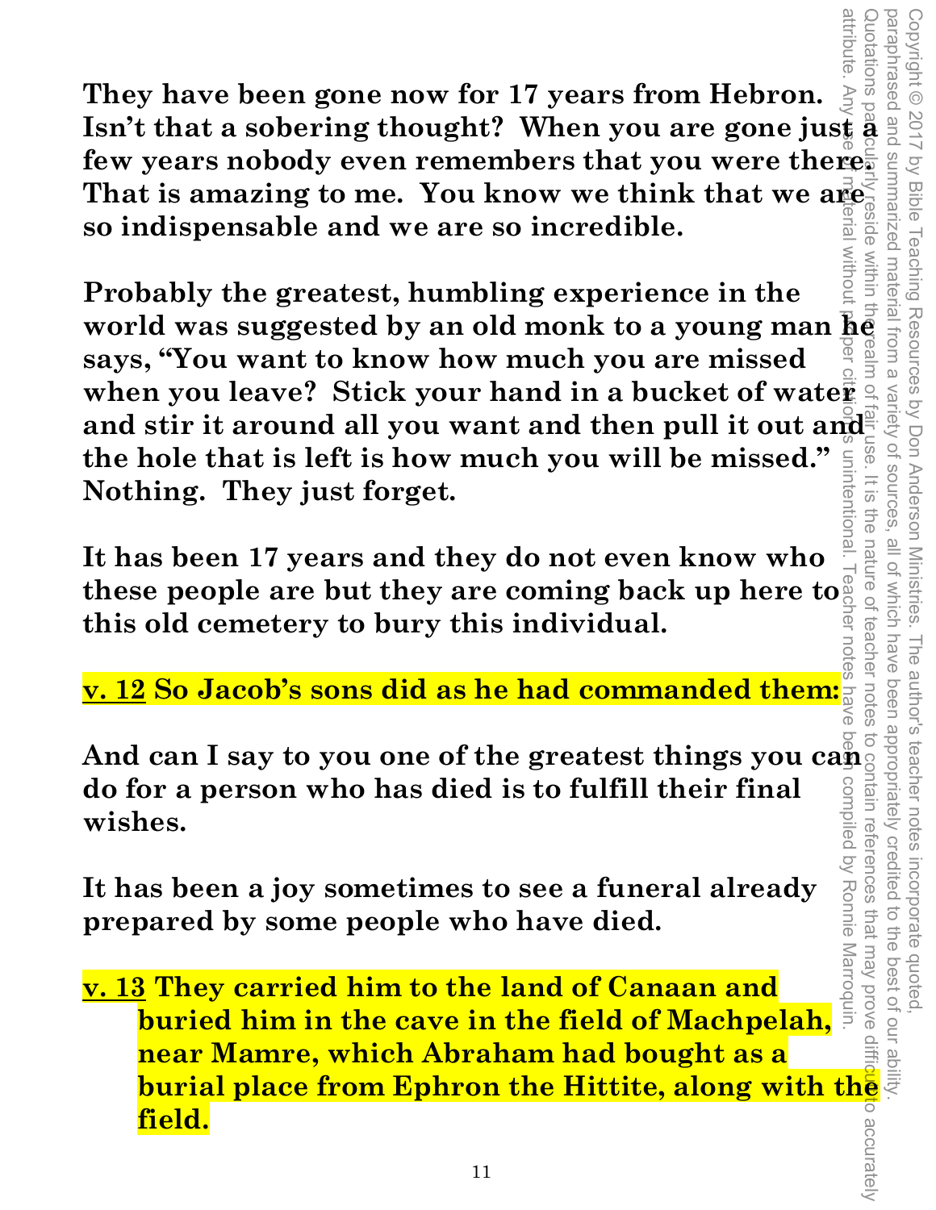**They have been gone now for 17 years from Hebron. Isn't that a sobering thought? When you are gone just a few years nobody even remembers that you were there. That is amazing to me. You know we think that we are so indispensable and we are so incredible.**

**Probably the greatest, humbling experience in the world was suggested by an old monk to a young man he says, "You want to know how much you are missed when you leave? Stick your hand in a bucket of water and stir it around all you want and then pull it out and the hole that is left is how much you will be missed." Nothing. They just forget.**

**It has been 17 years and they do not even know who these people are but they are coming back up here to this old cemetery to bury this individual.**

**v. 12 So Jacob's sons did as he had commanded them:**

**And can I say to you one of the greatest things you can do for a person who has died is to fulfill their final wishes.**

**It has been a joy sometimes to see a funeral already prepared by some people who have died.**

**v. 13 They carried him to the land of Canaan and buried him in the cave in the field of Machpelah, near Mamre, which Abraham had bought as a burial place from Ephron the Hittite, along with the field.**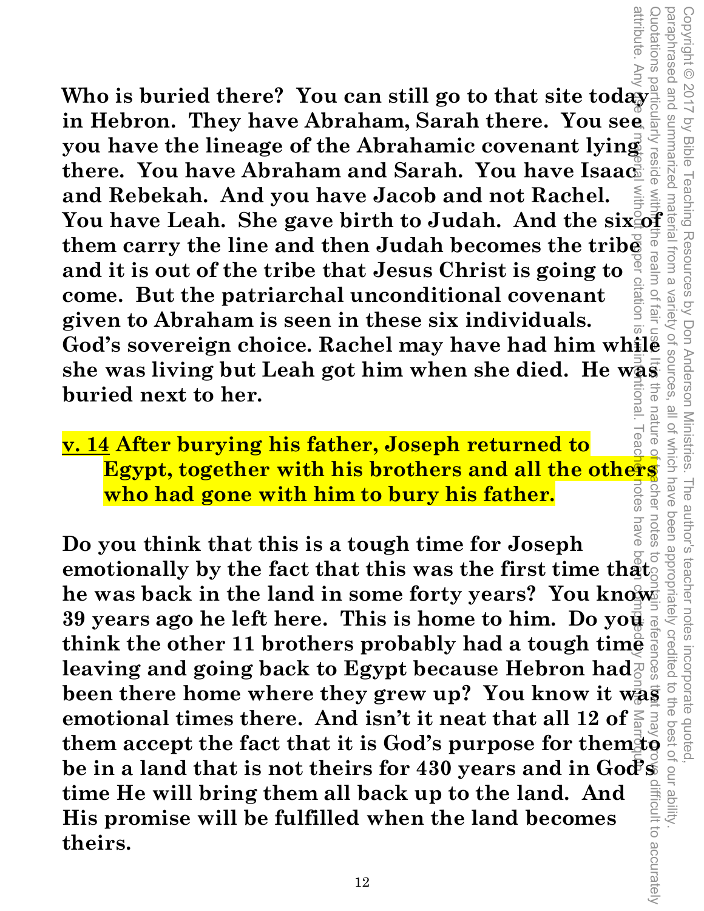**Who is buried there? You can still go to that site today in Hebron. They have Abraham, Sarah there. You see you have the lineage of the Abrahamic covenant lying there. You have Abraham and Sarah. You have Isaac and Rebekah. And you have Jacob and not Rachel. You have Leah. She gave birth to Judah. And the six of them carry the line and then Judah becomes the tribe and it is out of the tribe that Jesus Christ is going to come. But the patriarchal unconditional covenant given to Abraham is seen in these six individuals. God's sovereign choice. Rachel may have had him while she was living but Leah got him when she died. He was buried next to her.**

**<u>v. 14</u> After burying his father, Joseph returned to Egypt, together with his brothers and all the others who had gone with him to bury his father.**

**Do you think that this is a tough time for Joseph emotionally by the fact that this was the first time that he was back in the land in some forty years? You know 39 years ago he left here. This is home to him. Do you think the other 11 brothers probably had a tough time leaving and going back to Egypt because Hebron had been there home where they grew up? You know it was emotional times there. And isn't it neat that all 12 of them accept the fact that it is God's purpose for them to be in a land that is not theirs for 430 years and in God's time He will bring them all back up to the land. And His promise will be fulfilled when the land becomes theirs.**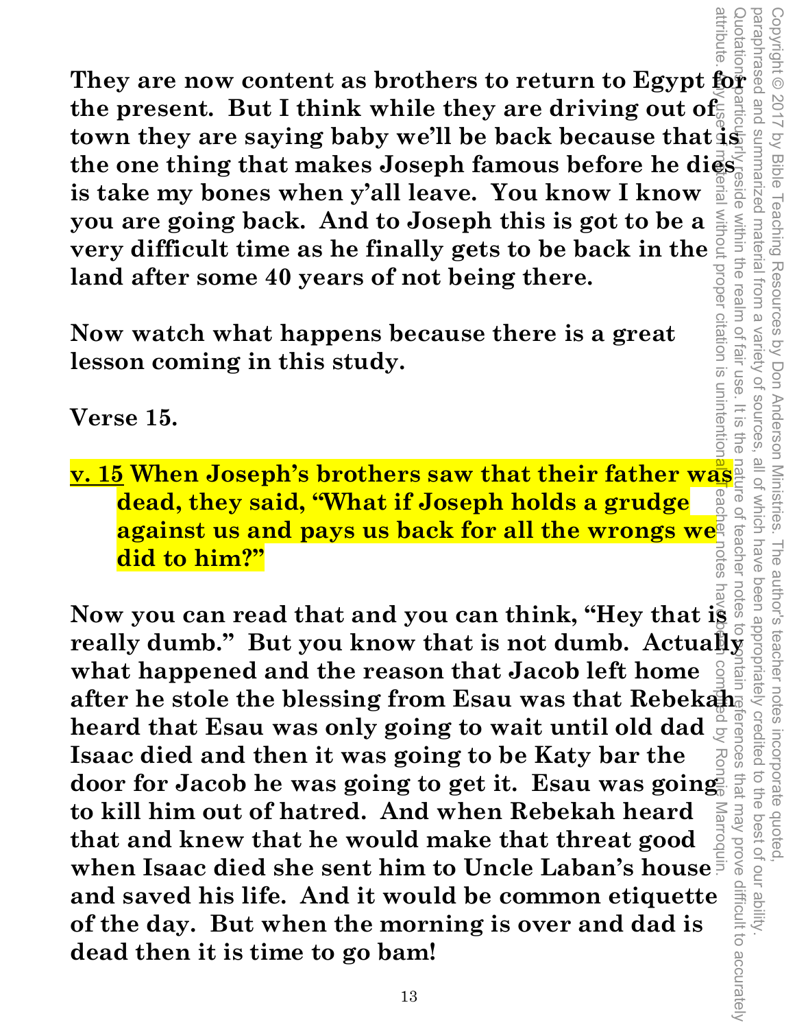**They are now content as brothers to return to Egypt for the present. But I think while they are driving out of town they are saying baby we'll be back because that is the one thing that makes Joseph famous before he dies is take my bones when y'all leave. You know I know you are going back. And to Joseph this is got to be a very difficult time as he finally gets to be back in the land after some 40 years of not being there.**

**Now watch what happens because there is a great lesson coming in this study.**

**Verse 15.**

**v. 15 When Joseph's brothers saw that their father was dead, they said, "What if Joseph holds a grudge against us and pays us back for all the wrongs we did to him?"**

**Now you can read that and you can think, "Hey that is really dumb." But you know that is not dumb. Actually what happened and the reason that Jacob left home after he stole the blessing from Esau was that Rebekah heard that Esau was only going to wait until old dad Isaac died and then it was going to be Katy bar the door for Jacob he was going to get it. Esau was going to kill him out of hatred. And when Rebekah heard that and knew that he would make that threat good when Isaac died she sent him to Uncle Laban's house and saved his life. And it would be common etiquette of the day. But when the morning is over and dad is dead then it is time to go bam!**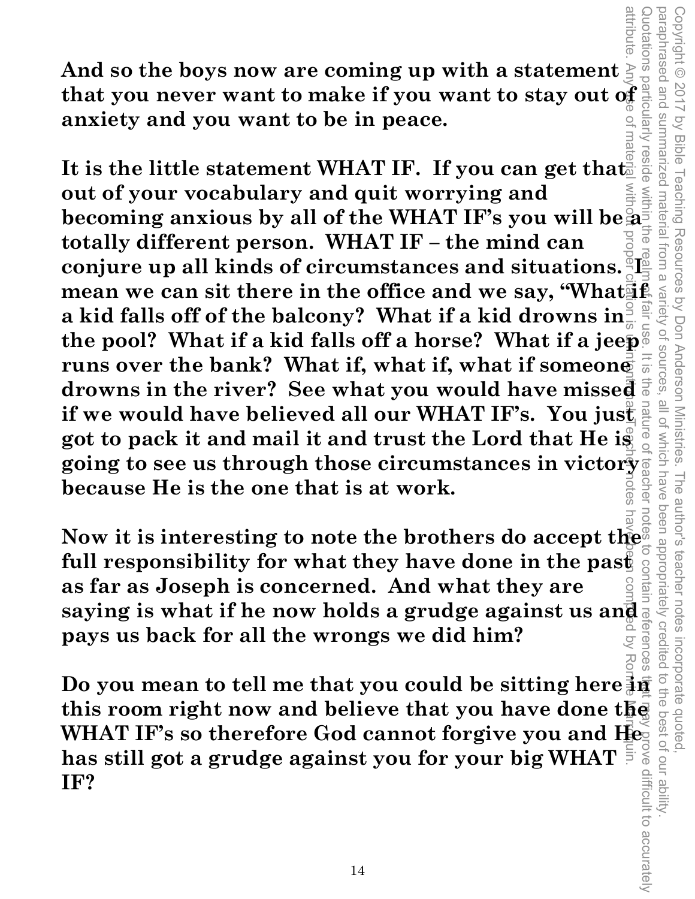**And so the boys now are coming up with a statement that you never want to make if you want to stay out of anxiety and you want to be in peace.**

**It is the little statement WHAT IF. If you can get that out of your vocabulary and quit worrying and becoming anxious by all of the WHAT IF's you will be a totally different person. WHAT IF – the mind can conjure up all kinds of circumstances and situations. I mean we can sit there in the office and we say, "What if a kid falls off of the balcony? What if a kid drowns in the pool? What if a kid falls off a horse? What if a jeep runs over the bank? What if, what if, what if someone drowns in the river? See what you would have missed if we would have believed all our WHAT IF's. You just got to pack it and mail it and trust the Lord that He is going to see us through those circumstances in victory because He is the one that is at work.**

**Now it is interesting to note the brothers do accept the full responsibility for what they have done in the past as far as Joseph is concerned. And what they are saying is what if he now holds a grudge against us and pays us back for all the wrongs we did him?**

**Do you mean to tell me that you could be sitting here in this room right now and believe that you have done the WHAT IF's so therefore God cannot forgive you and He has still got a grudge against you for your big WHAT IF?**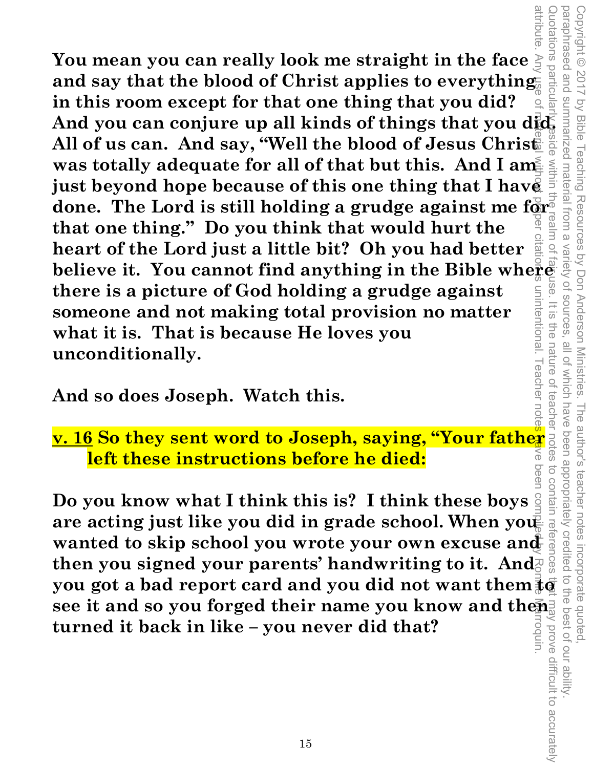**You mean you can really look me straight in the face and say that the blood of Christ applies to everything in this room except for that one thing that you did? And you can conjure up all kinds of things that you did. All of us can. And say, "Well the blood of Jesus Christ was totally adequate for all of that but this. And I am just beyond hope because of this one thing that I have done. The Lord is still holding a grudge against me for that one thing." Do you think that would hurt the heart of the Lord just a little bit? Oh you had better believe it. You cannot find anything in the Bible where there is a picture of God holding a grudge against someone and not making total provision no matter what it is. That is because He loves you unconditionally.**

**And so does Joseph. Watch this.**

**v. 16 So they sent word to Joseph, saying, "Your father left these instructions before he died:**

**Do you know what I think this is? I think these boys are acting just like you did in grade school. When you wanted to skip school you wrote your own excuse and then you signed your parents' handwriting to it. And you got a bad report card and you did not want them to see it and so you forged their name you know and then turned it back in like – you never did that?**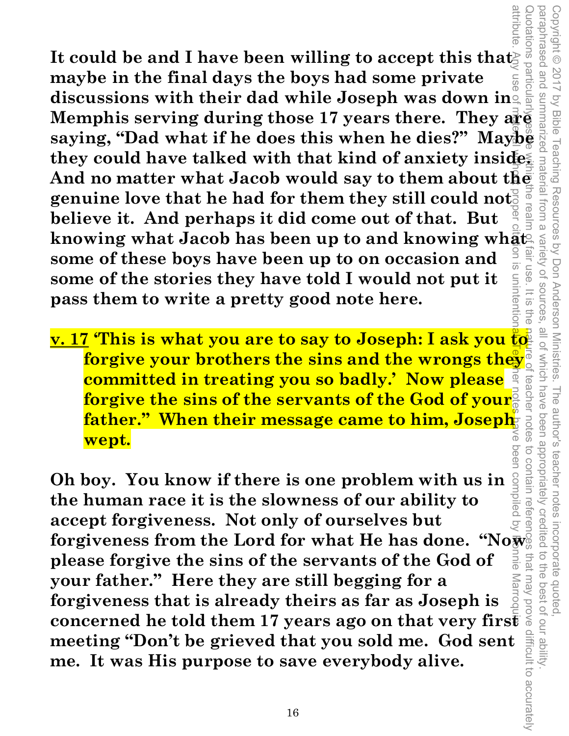**It could be and I have been willing to accept this that maybe in the final days the boys had some private discussions with their dad while Joseph was down in Memphis serving during those 17 years there. They are saying, "Dad what if he does this when he dies?" Maybe they could have talked with that kind of anxiety inside. And no matter what Jacob would say to them about the genuine love that he had for them they still could not believe it. And perhaps it did come out of that. But knowing what Jacob has been up to and knowing what some of these boys have been up to on occasion and some of the stories they have told I would not put it pass them to write a pretty good note here.**

**<u>v. 17</u> 'This is what you are to say to Joseph: I ask you to forgive your brothers the sins and the wrongs they committed in treating you so badly.' Now please forgive the sins of the servants of the God of your father." When their message came to him, Joseph wept.**

**Oh boy. You know if there is one problem with us in the human race it is the slowness of our ability to accept forgiveness. Not only of ourselves but forgiveness from the Lord for what He has done. "Now please forgive the sins of the servants of the God of your father." Here they are still begging for a forgiveness that is already theirs as far as Joseph is concerned he told them 17 years ago on that very first meeting "Don't be grieved that you sold me. God sent me. It was His purpose to save everybody alive.**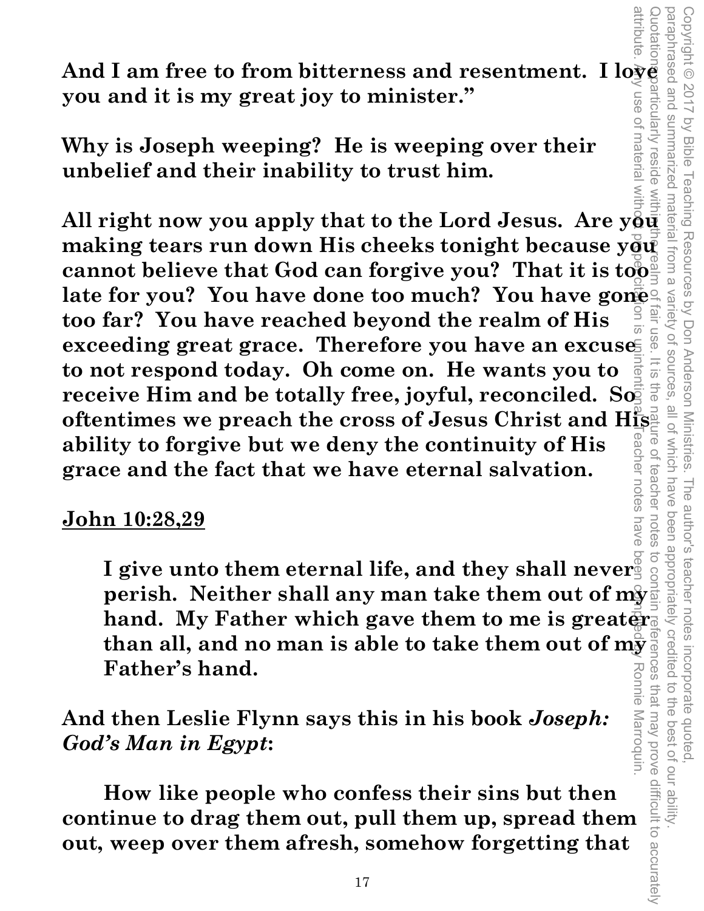**And I am free to from bitterness and resentment. I love you and it is my great joy to minister."**

**Why is Joseph weeping? He is weeping over their unbelief and their inability to trust him.**

**All right now you apply that to the Lord Jesus. Are you making tears run down His cheeks tonight because you cannot believe that God can forgive you? That it is too late for you? You have done too much? You have gone too far? You have reached beyond the realm of His exceeding great grace. Therefore you have an excuse to not respond today. Oh come on. He wants you to receive Him and be totally free, joyful, reconciled. So oftentimes we preach the cross of Jesus Christ and His ability to forgive but we deny the continuity of His grace and the fact that we have eternal salvation.**

**<u>John 10:28,29</u>**

> **I give unto them eternal life, and they shall never perish. Neither shall any man take them out of my hand. My Father which gave them to me is greater than all, and no man is able to take them out of my Father's hand.**

**And then Leslie Flynn says this in his book *Joseph: God's Man in Egypt*:**

> **How like people who confess their sins but then continue to drag them out, pull them up, spread them out, weep over them afresh, somehow forgetting that**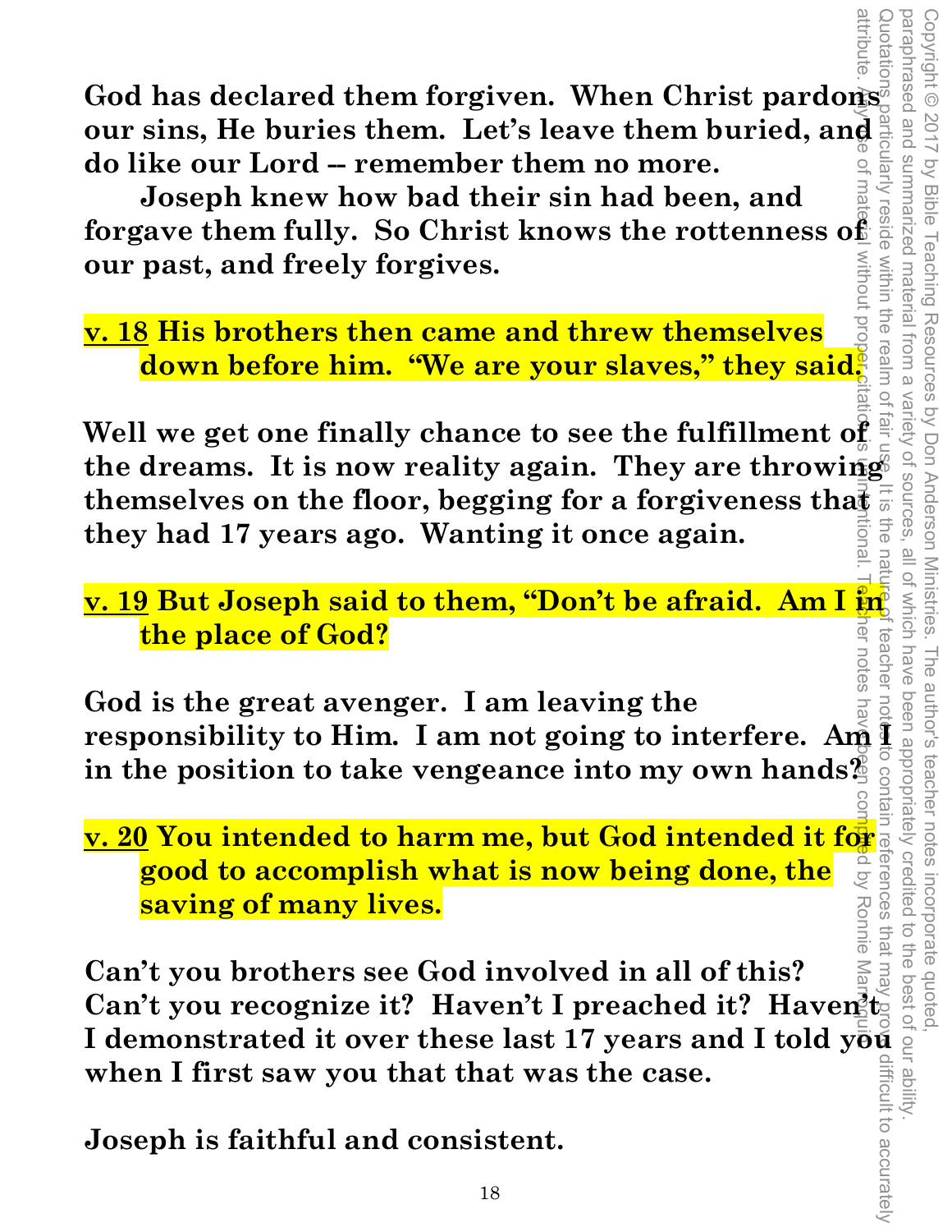**God has declared them forgiven. When Christ pardons our sins, He buries them. Let's leave them buried, and do like our Lord -- remember them no more.**

**Joseph knew how bad their sin had been, and forgave them fully. So Christ knows the rottenness of our past, and freely forgives.**

**v. 18 His brothers then came and threw themselves down before him. "We are your slaves," they said.**

**Well we get one finally chance to see the fulfillment of the dreams. It is now reality again. They are throwing themselves on the floor, begging for a forgiveness that they had 17 years ago. Wanting it once again.**

**v. 19 But Joseph said to them, "Don't be afraid. Am I in the place of God?**

**God is the great avenger. I am leaving the responsibility to Him. I am not going to interfere. Am I in the position to take vengeance into my own hands?**

**v. 20 You intended to harm me, but God intended it for good to accomplish what is now being done, the saving of many lives.**

**Can't you brothers see God involved in all of this? Can't you recognize it? Haven't I preached it? Haven't I demonstrated it over these last 17 years and I told you when I first saw you that that was the case.**

**Joseph is faithful and consistent.**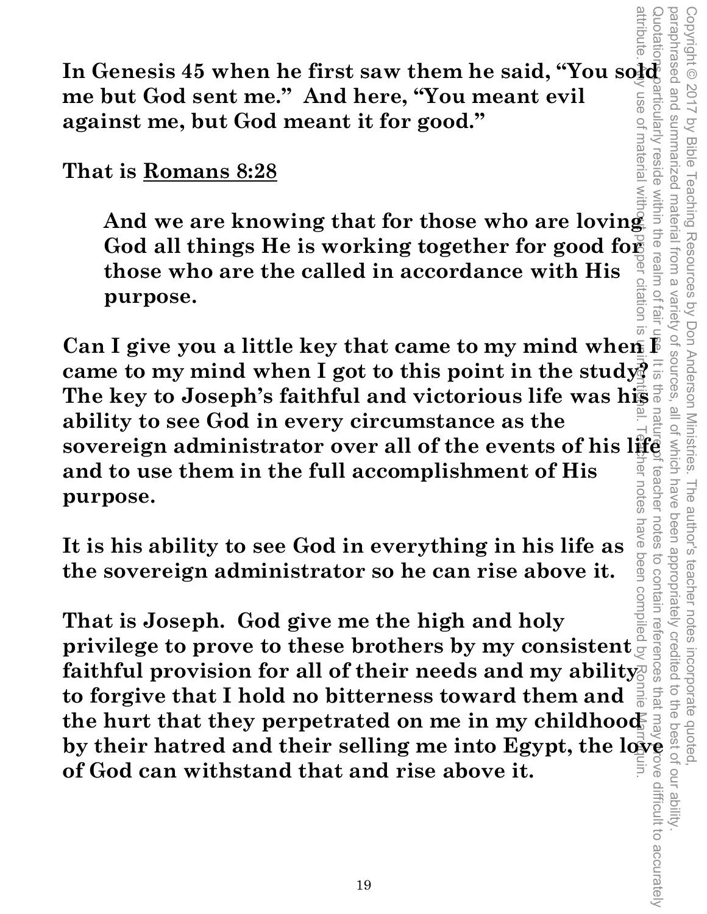**In Genesis 45 when he first saw them he said, "You sold me but God sent me." And here, "You meant evil against me, but God meant it for good."**

**That is Romans 8:28**

> **And we are knowing that for those who are loving God all things He is working together for good for those who are the called in accordance with His purpose.**

**Can I give you a little key that came to my mind when I came to my mind when I got to this point in the study? The key to Joseph's faithful and victorious life was his ability to see God in every circumstance as the sovereign administrator over all of the events of his life and to use them in the full accomplishment of His purpose.**

**It is his ability to see God in everything in his life as the sovereign administrator so he can rise above it.**

**That is Joseph. God give me the high and holy privilege to prove to these brothers by my consistent faithful provision for all of their needs and my ability to forgive that I hold no bitterness toward them and the hurt that they perpetrated on me in my childhood by their hatred and their selling me into Egypt, the love of God can withstand that and rise above it.**

Copyright © 2017 by Bible Teaching Resources by Don Anderson Ministries. The author's teacher notes incorporate quoted, paraphrased and summarized material from a variety of sources, all of which have been appropriately credited to the best of our ability. Quotations particularly reside within the realm of fair use. It is the nature of teacher notes to contain references that may prove difficult to accurately attribute. Any use of material without proper citation is unintentional. Teacher notes have been compiled by Ronnie Marroquin.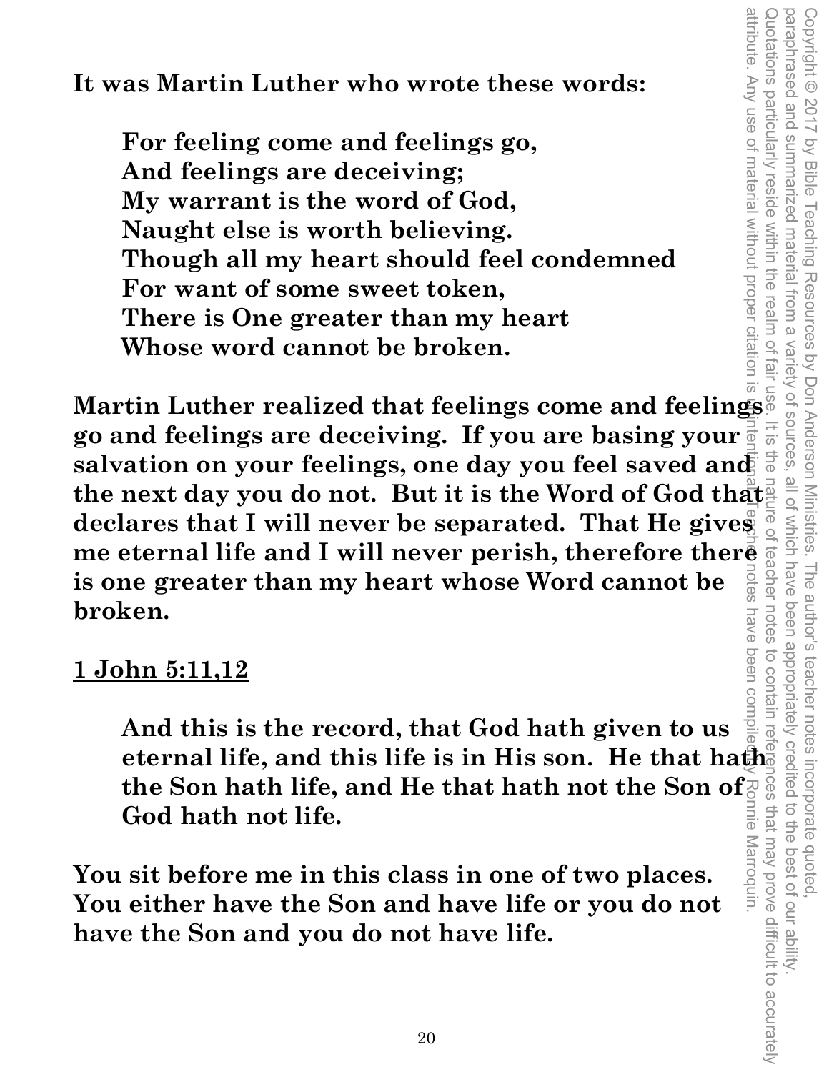**It was Martin Luther who wrote these words:**

> **For feeling come and feelings go,**
> **And feelings are deceiving;**
> **My warrant is the word of God,**
> **Naught else is worth believing.**
> **Though all my heart should feel condemned**
> **For want of some sweet token,**
> **There is One greater than my heart**
> **Whose word cannot be broken.**

**Martin Luther realized that feelings come and feelings go and feelings are deceiving. If you are basing your salvation on your feelings, one day you feel saved and the next day you do not. But it is the Word of God that declares that I will never be separated. That He gives me eternal life and I will never perish, therefore there is one greater than my heart whose Word cannot be broken.**

**<u>1 John 5:11,12</u>**

> **And this is the record, that God hath given to us eternal life, and this life is in His son. He that hath the Son hath life, and He that hath not the Son of God hath not life.**

**You sit before me in this class in one of two places. You either have the Son and have life or you do not have the Son and you do not have life.**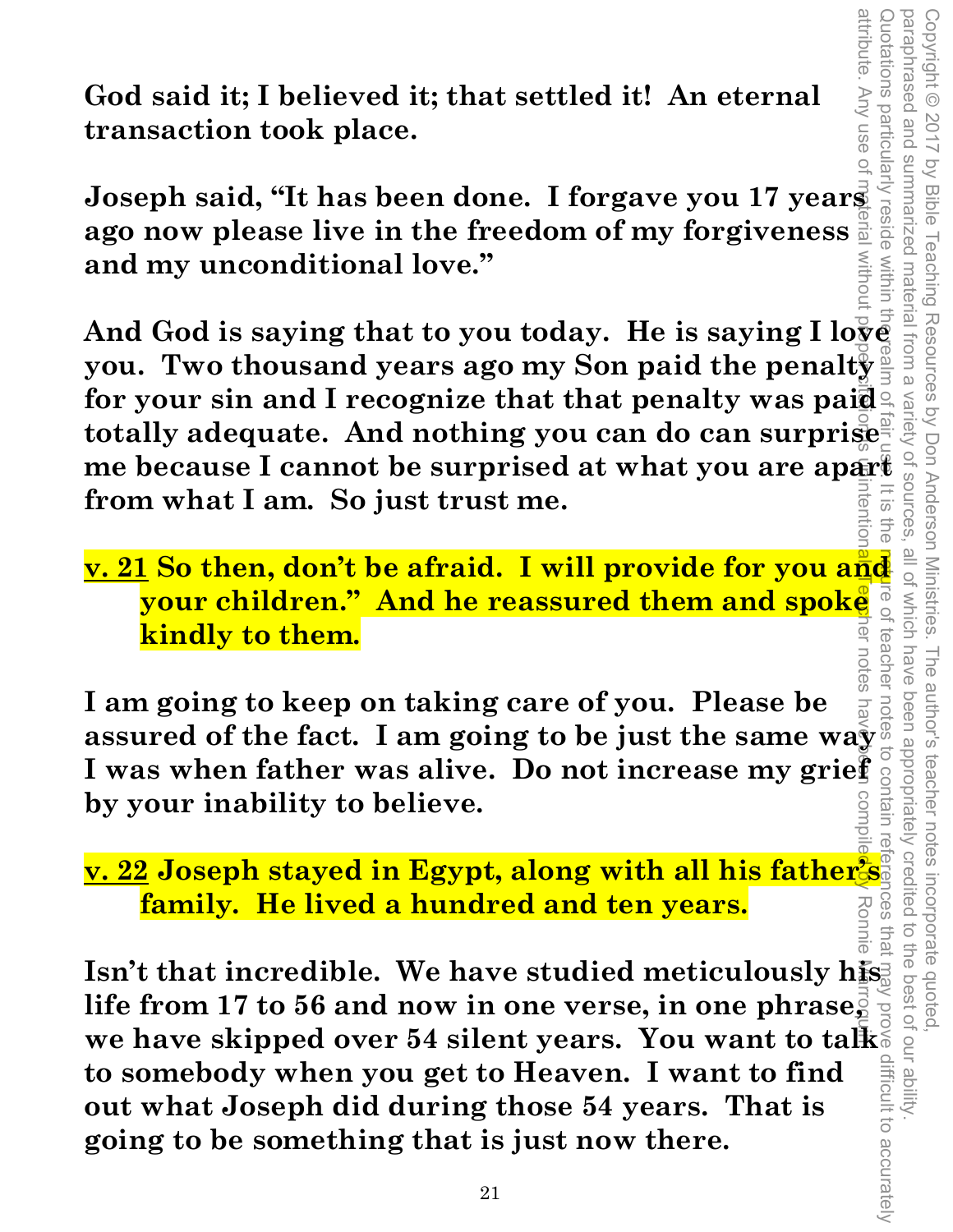**God said it; I believed it; that settled it! An eternal transaction took place.**

**Joseph said, "It has been done. I forgave you 17 years ago now please live in the freedom of my forgiveness and my unconditional love."**

**And God is saying that to you today. He is saying I love you. Two thousand years ago my Son paid the penalty for your sin and I recognize that that penalty was paid totally adequate. And nothing you can do can surprise me because I cannot be surprised at what you are apart from what I am. So just trust me.**

**v. 21 So then, don't be afraid. I will provide for you and your children." And he reassured them and spoke kindly to them.**

**I am going to keep on taking care of you. Please be assured of the fact. I am going to be just the same way I was when father was alive. Do not increase my grief by your inability to believe.**

**v. 22 Joseph stayed in Egypt, along with all his father's family. He lived a hundred and ten years.**

**Isn't that incredible. We have studied meticulously his life from 17 to 56 and now in one verse, in one phrase, we have skipped over 54 silent years. You want to talk to somebody when you get to Heaven. I want to find out what Joseph did during those 54 years. That is going to be something that is just now there.**

Copyright © 2017 by Bible Teaching Resources by Don Anderson Ministries. The author's teacher notes incorporate quoted, paraphrased and summarized material from a variety of sources, all of which have been appropriately credited to the best of our ability. Quotations particularly reside within the realm of fair use. It is the nature of teacher notes to contain references that may prove difficult to accurately attribute. Any use of material without proper citation is unintentional. Teacher notes have been compiled by Ronnie Marroquin.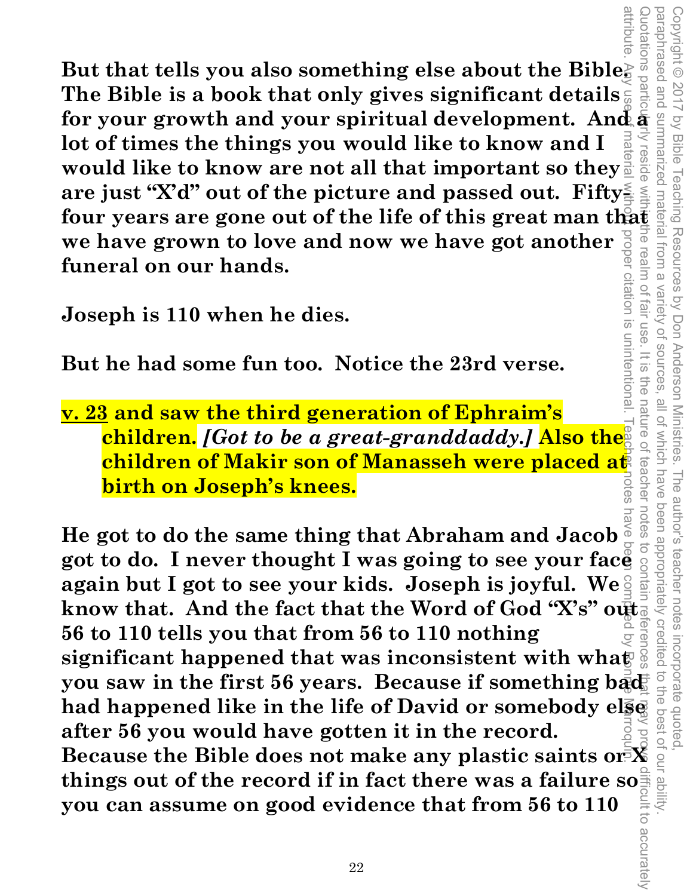**But that tells you also something else about the Bible. The Bible is a book that only gives significant details for your growth and your spiritual development. And a lot of times the things you would like to know and I would like to know are not all that important so they are just "X'd" out of the picture and passed out. Fifty-four years are gone out of the life of this great man that we have grown to love and now we have got another funeral on our hands.**

**Joseph is 110 when he dies.**

**But he had some fun too. Notice the 23rd verse.**

**<u>v. 23</u> and saw the third generation of Ephraim's children.** ***[Got to be a great-granddaddy.]*** **Also the children of Makir son of Manasseh were placed at birth on Joseph's knees.**

**He got to do the same thing that Abraham and Jacob got to do. I never thought I was going to see your face again but I got to see your kids. Joseph is joyful. We know that. And the fact that the Word of God "X's" out 56 to 110 tells you that from 56 to 110 nothing significant happened that was inconsistent with what you saw in the first 56 years. Because if something bad had happened like in the life of David or somebody else after 56 you would have gotten it in the record. Because the Bible does not make any plastic saints or X things out of the record if in fact there was a failure so you can assume on good evidence that from 56 to 110**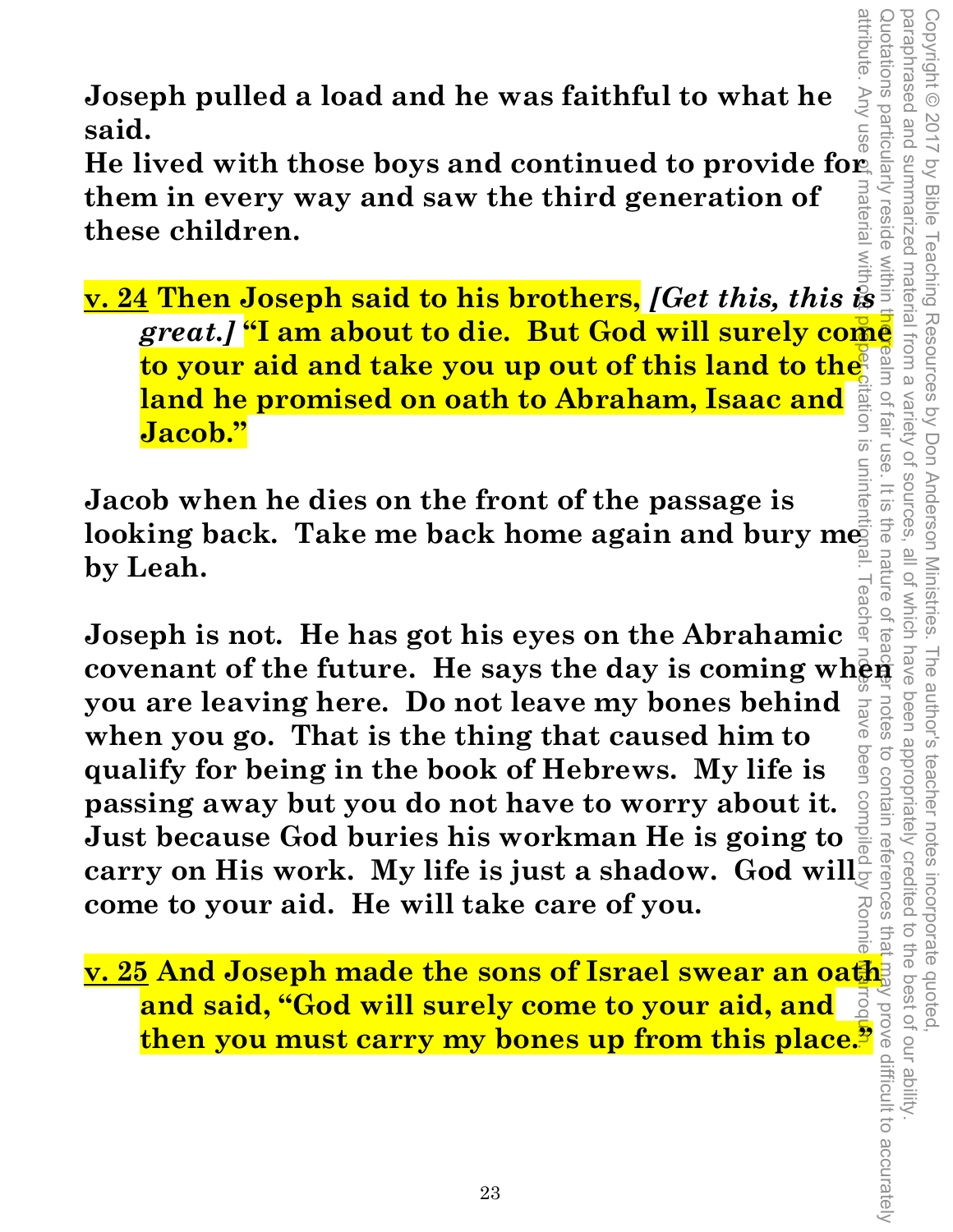**Joseph pulled a load and he was faithful to what he said.**
**He lived with those boys and continued to provide for them in every way and saw the third generation of these children.**

**v. 24 Then Joseph said to his brothers, *[Get this, this is great.]* "I am about to die. But God will surely come to your aid and take you up out of this land to the land he promised on oath to Abraham, Isaac and Jacob."**

**Jacob when he dies on the front of the passage is looking back. Take me back home again and bury me by Leah.**

**Joseph is not. He has got his eyes on the Abrahamic covenant of the future. He says the day is coming when you are leaving here. Do not leave my bones behind when you go. That is the thing that caused him to qualify for being in the book of Hebrews. My life is passing away but you do not have to worry about it. Just because God buries his workman He is going to carry on His work. My life is just a shadow. God will come to your aid. He will take care of you.**

**v. 25 And Joseph made the sons of Israel swear an oath and said, "God will surely come to your aid, and then you must carry my bones up from this place."**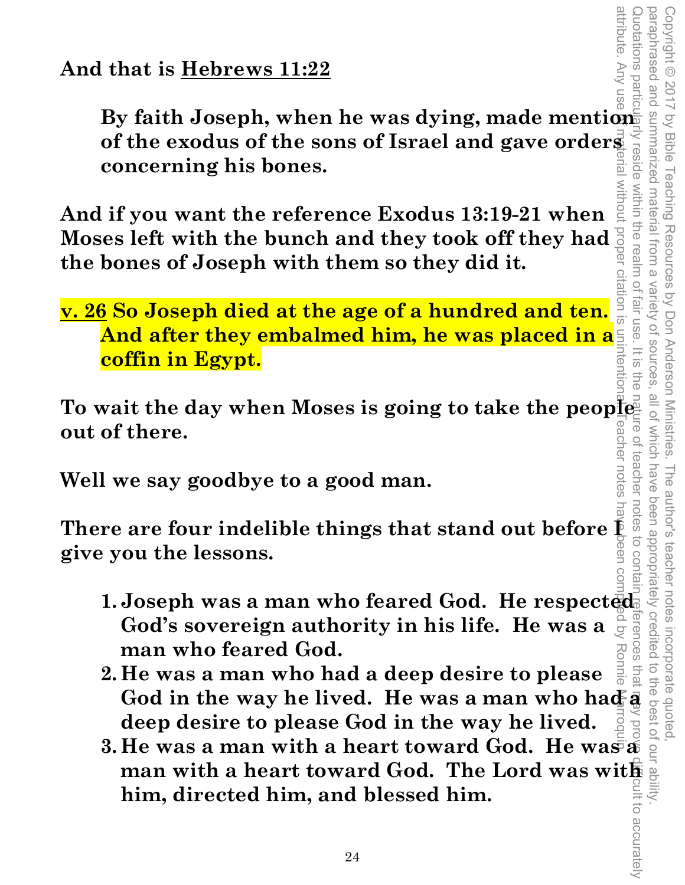**And that is Hebrews 11:22**

> **By faith Joseph, when he was dying, made mention of the exodus of the sons of Israel and gave orders concerning his bones.**

**And if you want the reference Exodus 13:19-21 when Moses left with the bunch and they took off they had the bones of Joseph with them so they did it.**

**v. 26 So Joseph died at the age of a hundred and ten. And after they embalmed him, he was placed in a coffin in Egypt.**

**To wait the day when Moses is going to take the people out of there.**

**Well we say goodbye to a good man.**

**There are four indelible things that stand out before I give you the lessons.**

1. **Joseph was a man who feared God. He respected God's sovereign authority in his life. He was a man who feared God.**
2. **He was a man who had a deep desire to please God in the way he lived. He was a man who had a deep desire to please God in the way he lived.**
3. **He was a man with a heart toward God. He was a man with a heart toward God. The Lord was with him, directed him, and blessed him.**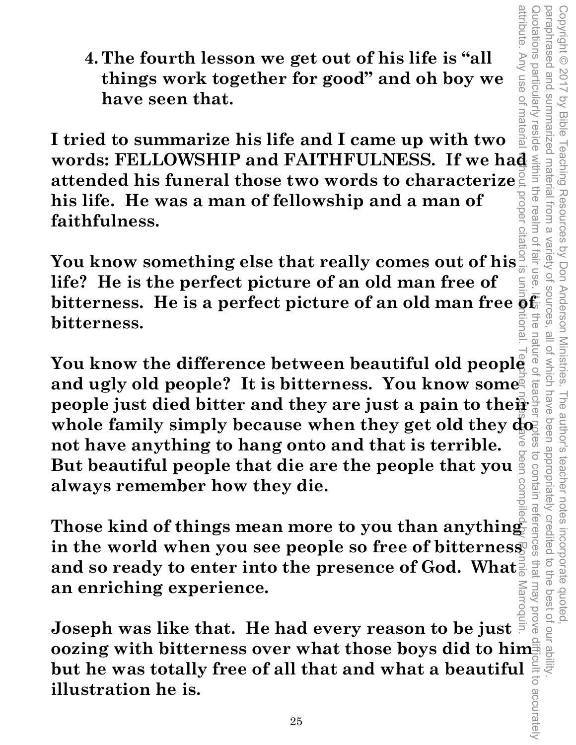4. **The fourth lesson we get out of his life is "all things work together for good" and oh boy we have seen that.**

**I tried to summarize his life and I came up with two words: FELLOWSHIP and FAITHFULNESS. If we had attended his funeral those two words to characterize his life. He was a man of fellowship and a man of faithfulness.**

**You know something else that really comes out of his life? He is the perfect picture of an old man free of bitterness. He is a perfect picture of an old man free of bitterness.**

**You know the difference between beautiful old people and ugly old people? It is bitterness. You know some people just died bitter and they are just a pain to their whole family simply because when they get old they do not have anything to hang onto and that is terrible. But beautiful people that die are the people that you always remember how they die.**

**Those kind of things mean more to you than anything in the world when you see people so free of bitterness and so ready to enter into the presence of God. What an enriching experience.**

**Joseph was like that. He had every reason to be just oozing with bitterness over what those boys did to him but he was totally free of all that and what a beautiful illustration he is.**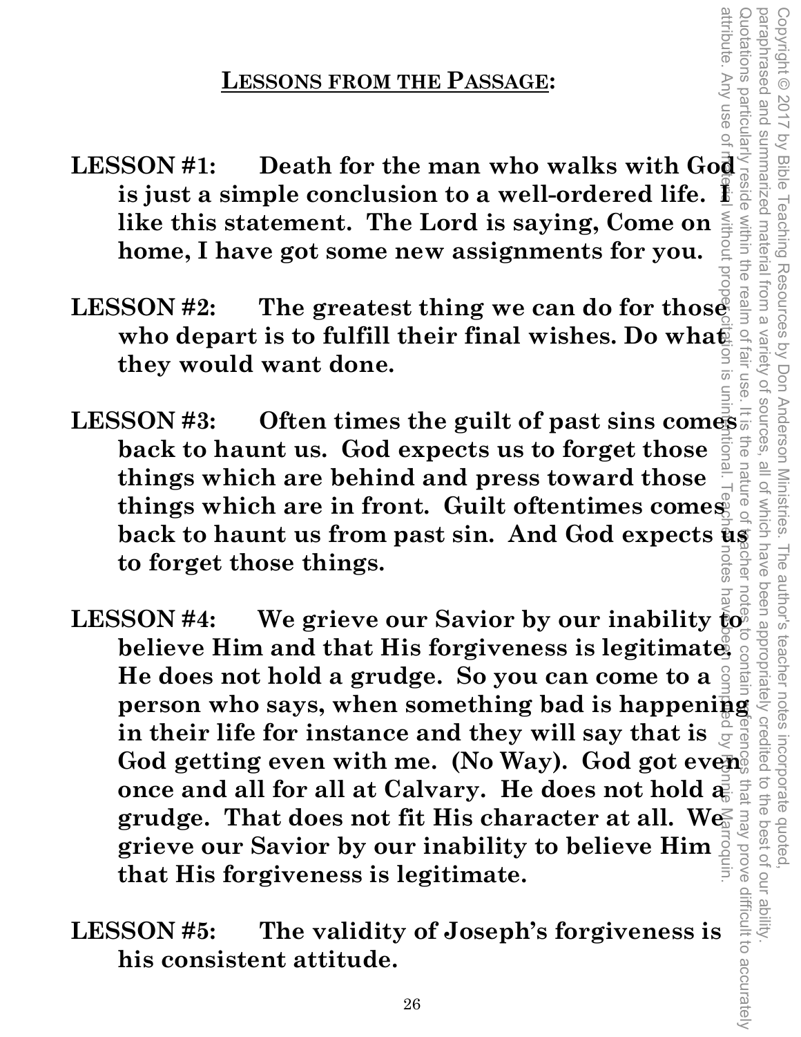## LESSONS FROM THE PASSAGE:

**LESSON #1: Death for the man who walks with God is just a simple conclusion to a well-ordered life. I like this statement. The Lord is saying, Come on home, I have got some new assignments for you.**

**LESSON #2: The greatest thing we can do for those who depart is to fulfill their final wishes. Do what they would want done.**

**LESSON #3: Often times the guilt of past sins comes back to haunt us. God expects us to forget those things which are behind and press toward those things which are in front. Guilt oftentimes comes back to haunt us from past sin. And God expects us to forget those things.**

**LESSON #4: We grieve our Savior by our inability to believe Him and that His forgiveness is legitimate. He does not hold a grudge. So you can come to a person who says, when something bad is happening in their life for instance and they will say that is God getting even with me. (No Way). God got even once and all for all at Calvary. He does not hold a grudge. That does not fit His character at all. We grieve our Savior by our inability to believe Him that His forgiveness is legitimate.**

**LESSON #5: The validity of Joseph's forgiveness is his consistent attitude.**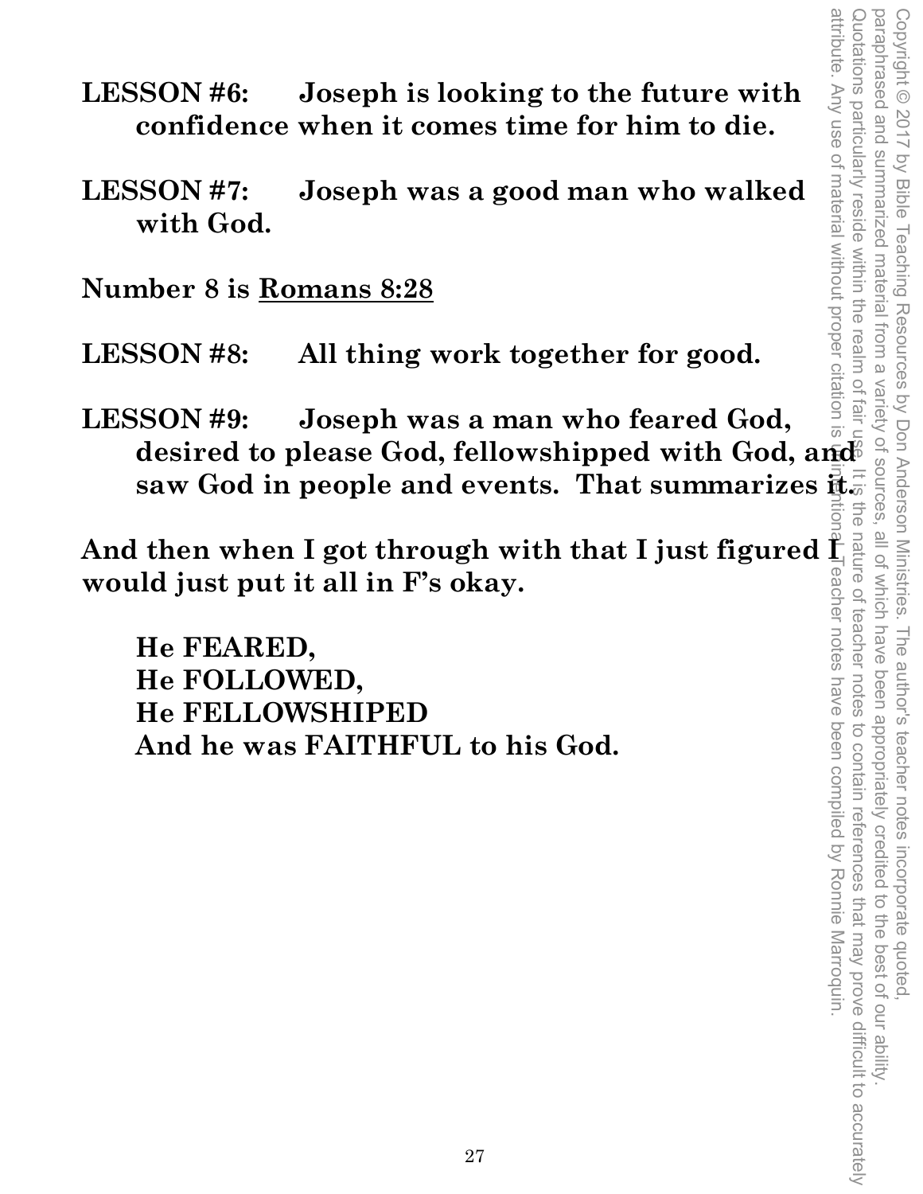**LESSON #6: Joseph is looking to the future with confidence when it comes time for him to die.**

**LESSON #7: Joseph was a good man who walked with God.**

**Number 8 is <u>Romans 8:28</u>**

**LESSON #8: All thing work together for good.**

**LESSON #9: Joseph was a man who feared God, desired to please God, fellowshipped with God, and saw God in people and events. That summarizes it.**

**And then when I got through with that I just figured I would just put it all in F's okay.**

**He FEARED,**
**He FOLLOWED,**
**He FELLOWSHIPED**
**And he was FAITHFUL to his God.**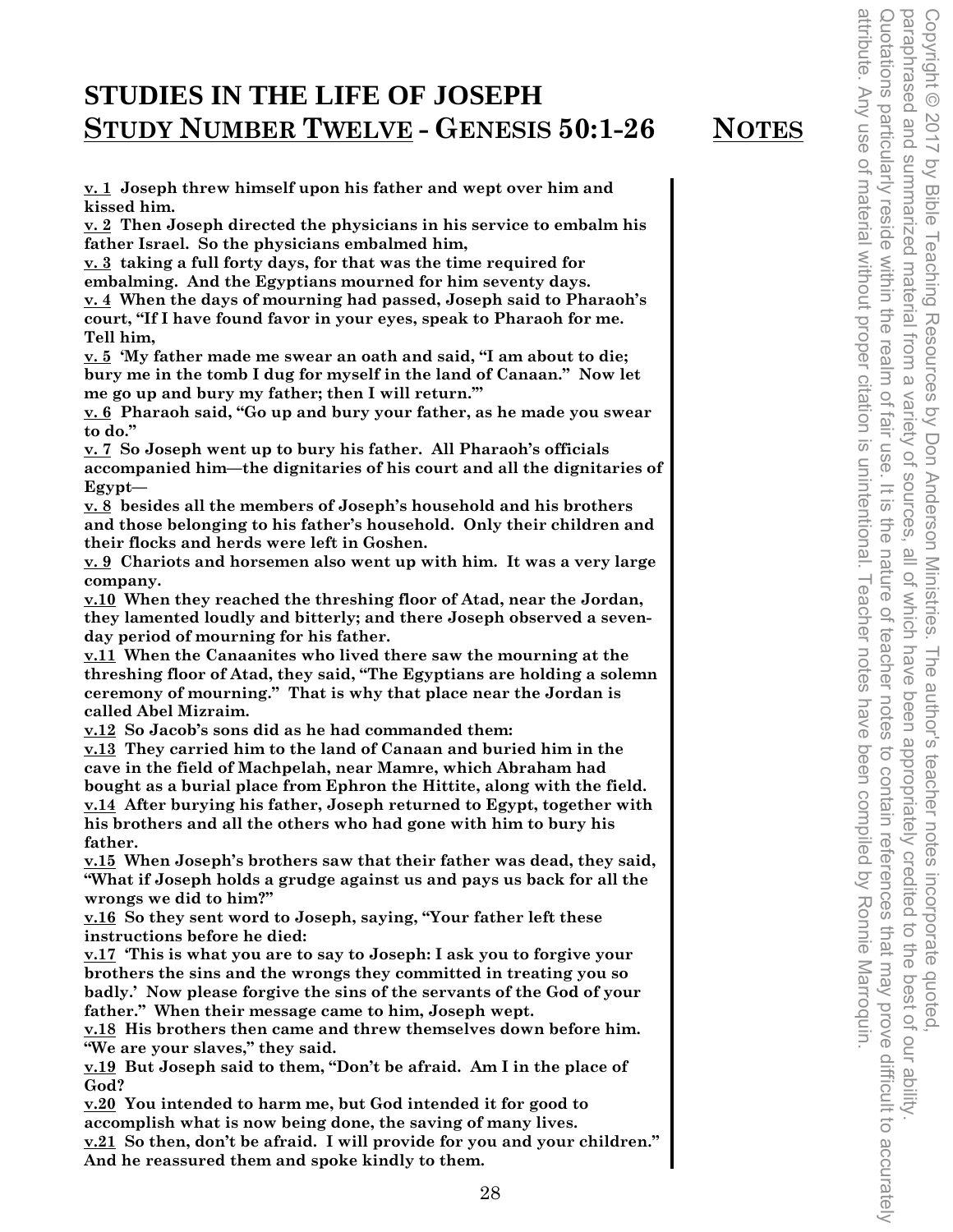# STUDIES IN THE LIFE OF JOSEPH

## <u>STUDY NUMBER TWELVE</u> - GENESIS 50:1-26 <u>NOTES</u>

**<u>v. 1</u> Joseph threw himself upon his father and wept over him and kissed him.**
**<u>v. 2</u> Then Joseph directed the physicians in his service to embalm his father Israel. So the physicians embalmed him,**
**<u>v. 3</u> taking a full forty days, for that was the time required for embalming. And the Egyptians mourned for him seventy days.**
**<u>v. 4</u> When the days of mourning had passed, Joseph said to Pharaoh's court, "If I have found favor in your eyes, speak to Pharaoh for me. Tell him,**
**<u>v. 5</u> 'My father made me swear an oath and said, "I am about to die; bury me in the tomb I dug for myself in the land of Canaan." Now let me go up and bury my father; then I will return.'"**
**<u>v. 6</u> Pharaoh said, "Go up and bury your father, as he made you swear to do."**
**<u>v. 7</u> So Joseph went up to bury his father. All Pharaoh's officials accompanied him—the dignitaries of his court and all the dignitaries of Egypt—**
**<u>v. 8</u> besides all the members of Joseph's household and his brothers and those belonging to his father's household. Only their children and their flocks and herds were left in Goshen.**
**<u>v. 9</u> Chariots and horsemen also went up with him. It was a very large company.**
**<u>v.10</u> When they reached the threshing floor of Atad, near the Jordan, they lamented loudly and bitterly; and there Joseph observed a seven-day period of mourning for his father.**
**<u>v.11</u> When the Canaanites who lived there saw the mourning at the threshing floor of Atad, they said, "The Egyptians are holding a solemn ceremony of mourning." That is why that place near the Jordan is called Abel Mizraim.**
**<u>v.12</u> So Jacob's sons did as he had commanded them:**
**<u>v.13</u> They carried him to the land of Canaan and buried him in the cave in the field of Machpelah, near Mamre, which Abraham had bought as a burial place from Ephron the Hittite, along with the field.**
**<u>v.14</u> After burying his father, Joseph returned to Egypt, together with his brothers and all the others who had gone with him to bury his father.**
**<u>v.15</u> When Joseph's brothers saw that their father was dead, they said, "What if Joseph holds a grudge against us and pays us back for all the wrongs we did to him?"**
**<u>v.16</u> So they sent word to Joseph, saying, "Your father left these instructions before he died:**
**<u>v.17</u> 'This is what you are to say to Joseph: I ask you to forgive your brothers the sins and the wrongs they committed in treating you so badly.' Now please forgive the sins of the servants of the God of your father." When their message came to him, Joseph wept.**
**<u>v.18</u> His brothers then came and threw themselves down before him. "We are your slaves," they said.**
**<u>v.19</u> But Joseph said to them, "Don't be afraid. Am I in the place of God?**
**<u>v.20</u> You intended to harm me, but God intended it for good to accomplish what is now being done, the saving of many lives.**
**<u>v.21</u> So then, don't be afraid. I will provide for you and your children." And he reassured them and spoke kindly to them.**

Copyright © 2017 by Bible Teaching Resources by Don Anderson Ministries. The author's teacher notes incorporate quoted, paraphrased and summarized material from a variety of sources, all of which have been appropriately credited to the best of our ability. Quotations particularly reside within the realm of fair use. It is the nature of teacher notes to contain references that may prove difficult to accurately attribute. Any use of material without proper citation is unintentional. Teacher notes have been compiled by Ronnie Marroquin.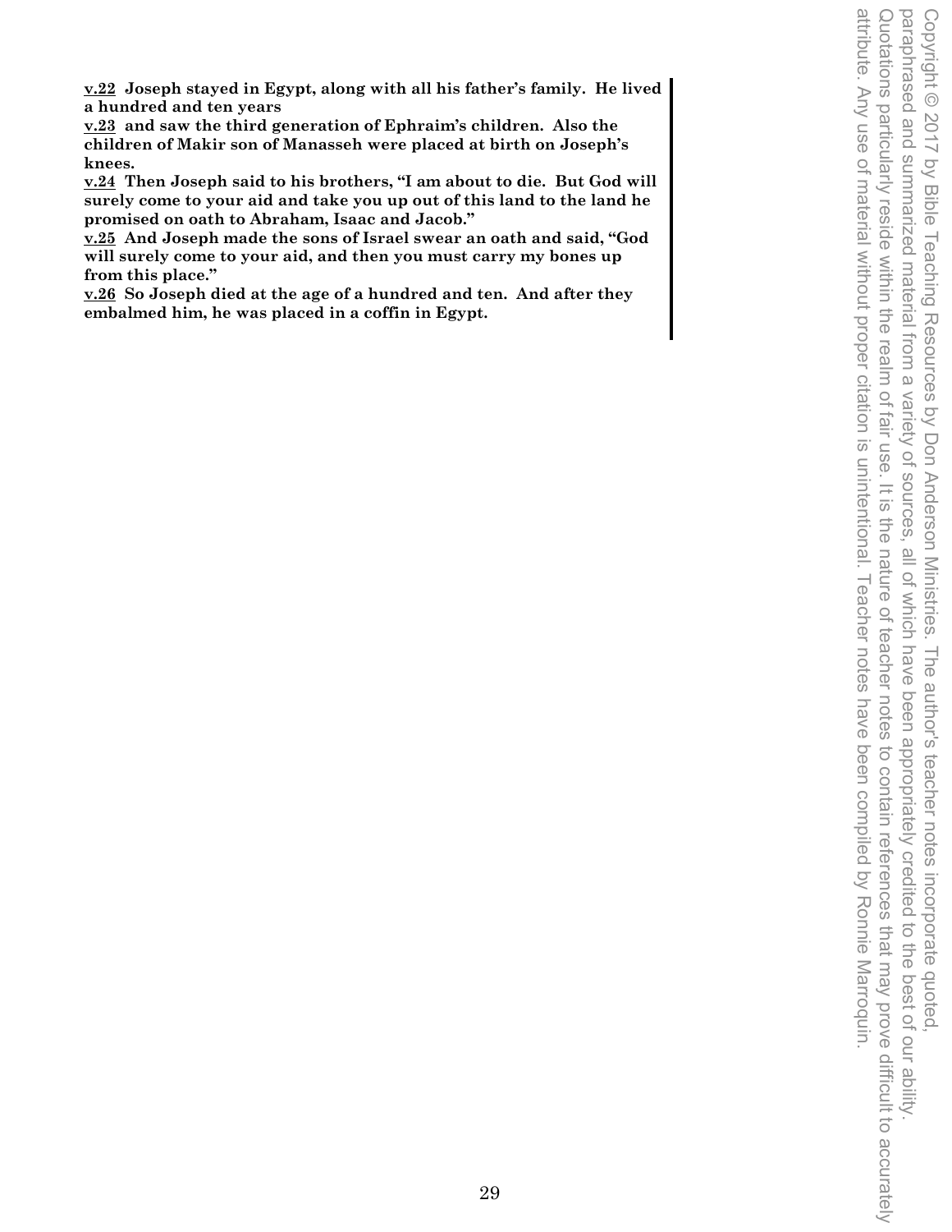**v.22 Joseph stayed in Egypt, along with all his father's family. He lived a hundred and ten years**
**v.23 and saw the third generation of Ephraim's children. Also the children of Makir son of Manasseh were placed at birth on Joseph's knees.**
**v.24 Then Joseph said to his brothers, "I am about to die. But God will surely come to your aid and take you up out of this land to the land he promised on oath to Abraham, Isaac and Jacob."**
**v.25 And Joseph made the sons of Israel swear an oath and said, "God will surely come to your aid, and then you must carry my bones up from this place."**
**v.26 So Joseph died at the age of a hundred and ten. And after they embalmed him, he was placed in a coffin in Egypt.**

Copyright © 2017 by Bible Teaching Resources by Don Anderson Ministries. The author's teacher notes incorporate quoted, paraphrased and summarized material from a variety of sources, all of which have been appropriately credited to the best of our ability. Quotations particularly reside within the realm of fair use. It is the nature of teacher notes to contain references that may prove difficult to accurately attribute. Any use of material without proper citation is unintentional. Teacher notes have been compiled by Ronnie Marroquin.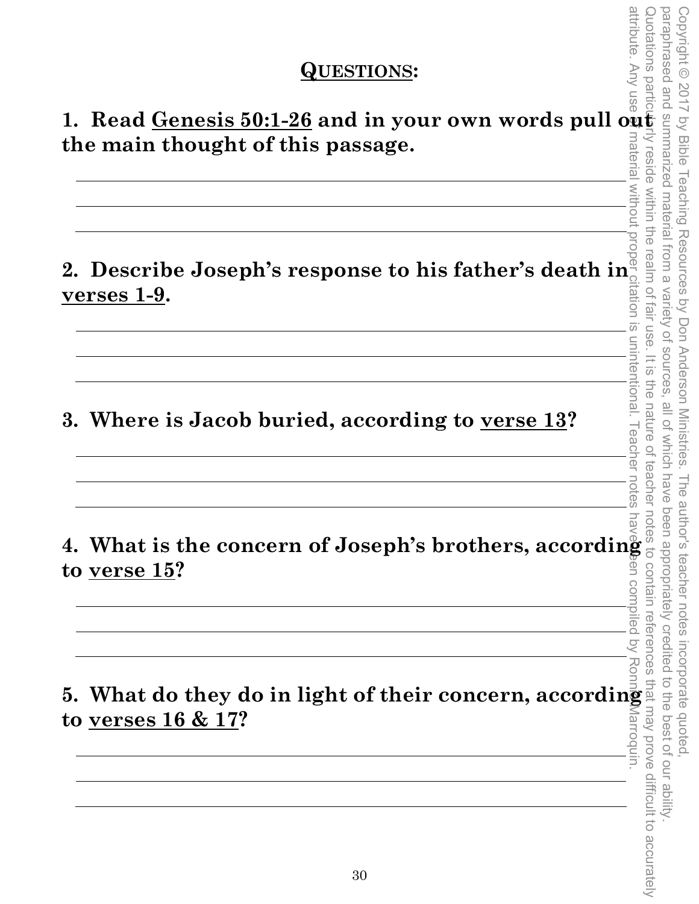## QUESTIONS:

**1. Read Genesis 50:1-26 and in your own words pull out the main thought of this passage.**

**2. Describe Joseph's response to his father's death in verses 1-9.**

**3. Where is Jacob buried, according to verse 13?**

**4. What is the concern of Joseph's brothers, according to verse 15?**

**5. What do they do in light of their concern, according to verses 16 & 17?**

Copyright © 2017 by Bible Teaching Resources by Don Anderson Ministries. The author's teacher notes incorporate quoted, paraphrased and summarized material from a variety of sources, all of which have been appropriately credited to the best of our ability. Quotations particularly reside within the realm of fair use. It is the nature of teacher notes to contain references that may prove difficult to accurately attribute. Any use of material without proper citation is unintentional. Teacher notes have been compiled by Ronnie Marroquin.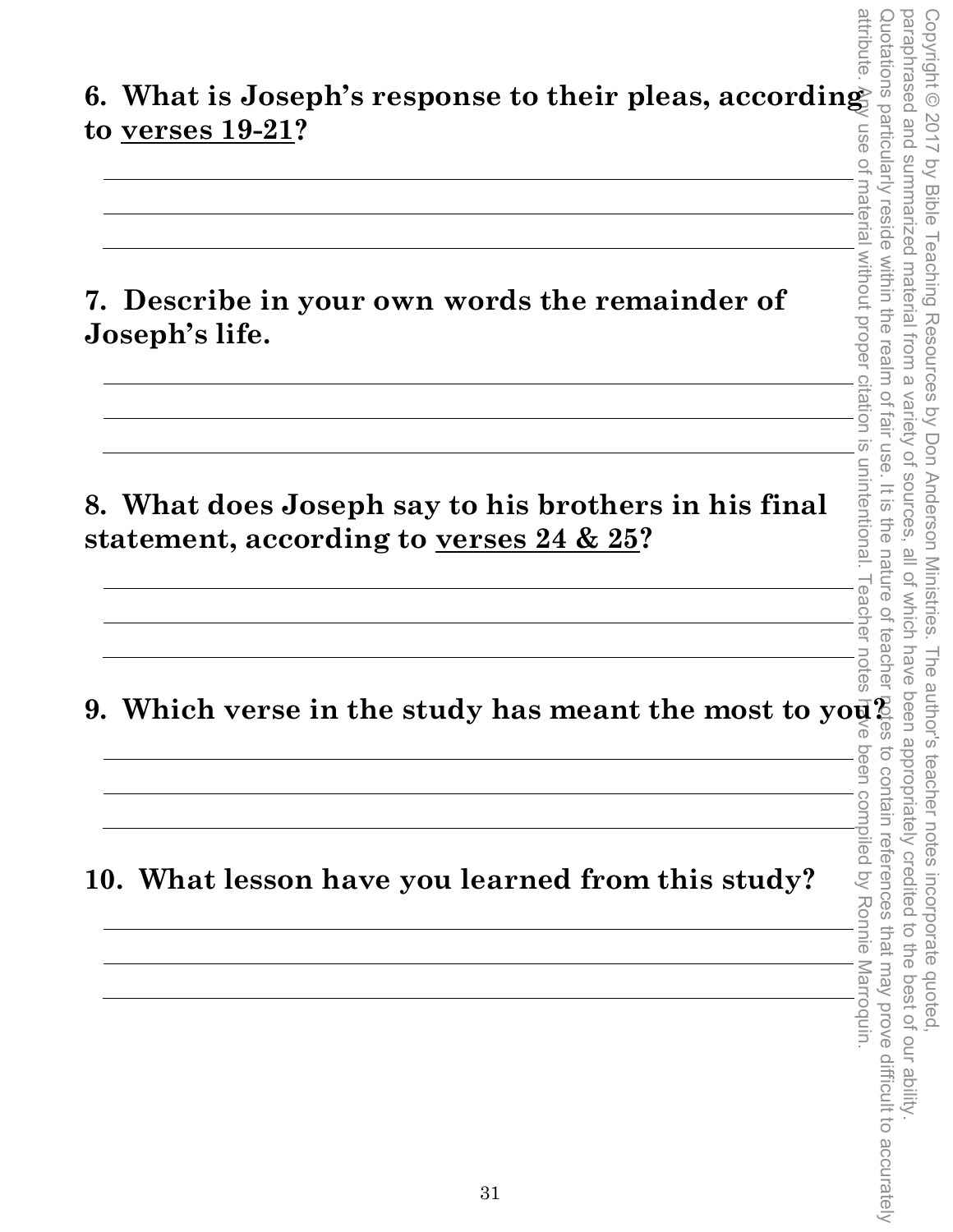**6. What is Joseph's response to their pleas, according to verses 19-21?**

**7. Describe in your own words the remainder of Joseph's life.**

**8. What does Joseph say to his brothers in his final statement, according to verses 24 & 25?**

**9. Which verse in the study has meant the most to you?**

**10. What lesson have you learned from this study?**

Copyright © 2017 by Bible Teaching Resources by Don Anderson Ministries. The author's teacher notes incorporate quoted, paraphrased and summarized material from a variety of sources, all of which have been appropriately credited to the best of our ability. Quotations particularly reside within the realm of fair use. It is the nature of teacher notes to contain references that may prove difficult to accurately attribute. Any use of material without proper citation is unintentional. Teacher notes have been compiled by Ronnie Marroquin.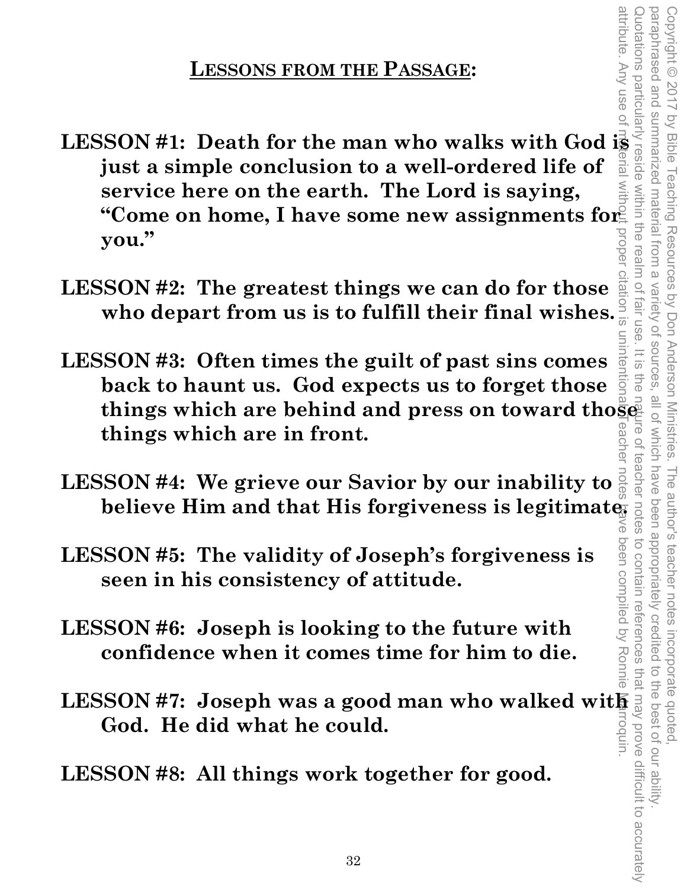## LESSONS FROM THE PASSAGE:

**LESSON #1: Death for the man who walks with God is just a simple conclusion to a well-ordered life of service here on the earth. The Lord is saying, "Come on home, I have some new assignments for you."**

**LESSON #2: The greatest things we can do for those who depart from us is to fulfill their final wishes.**

**LESSON #3: Often times the guilt of past sins comes back to haunt us. God expects us to forget those things which are behind and press on toward those things which are in front.**

**LESSON #4: We grieve our Savior by our inability to believe Him and that His forgiveness is legitimate.**

**LESSON #5: The validity of Joseph's forgiveness is seen in his consistency of attitude.**

**LESSON #6: Joseph is looking to the future with confidence when it comes time for him to die.**

**LESSON #7: Joseph was a good man who walked with God. He did what he could.**

**LESSON #8: All things work together for good.**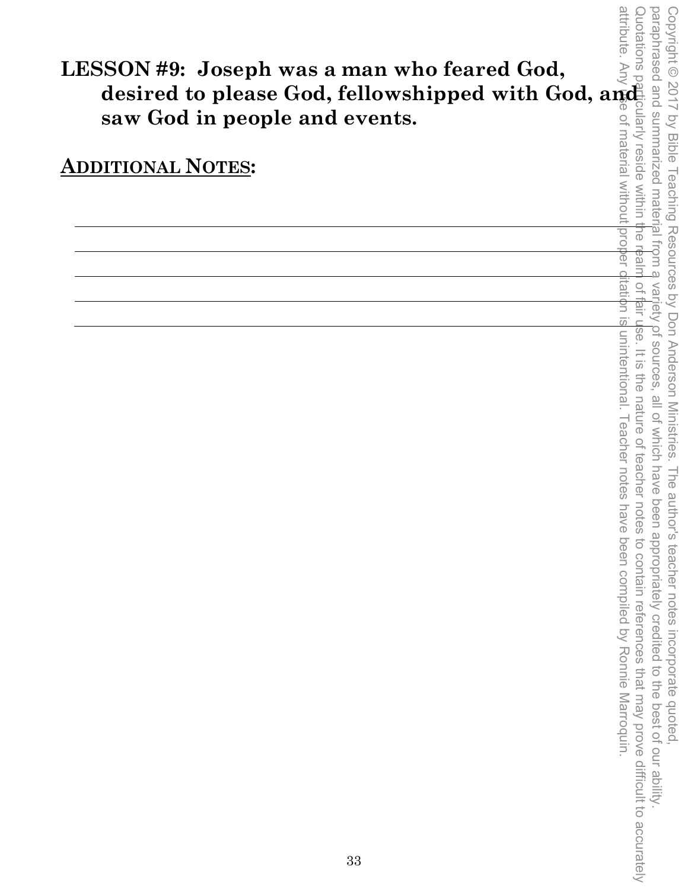**LESSON #9: Joseph was a man who feared God, desired to please God, fellowshipped with God, and saw God in people and events.**

**ADDITIONAL NOTES:**

Copyright © 2017 by Bible Teaching Resources by Don Anderson Ministries. The author's teacher notes incorporate quoted, paraphrased and summarized material from a variety of sources, all of which have been appropriately credited to the best of our ability. Quotations particularly reside within the realm of fair use. It is the nature of teacher notes to contain references that may prove difficult to accurately attribute. Any use of material without proper citation is unintentional. Teacher notes have been compiled by Ronnie Marroquin.